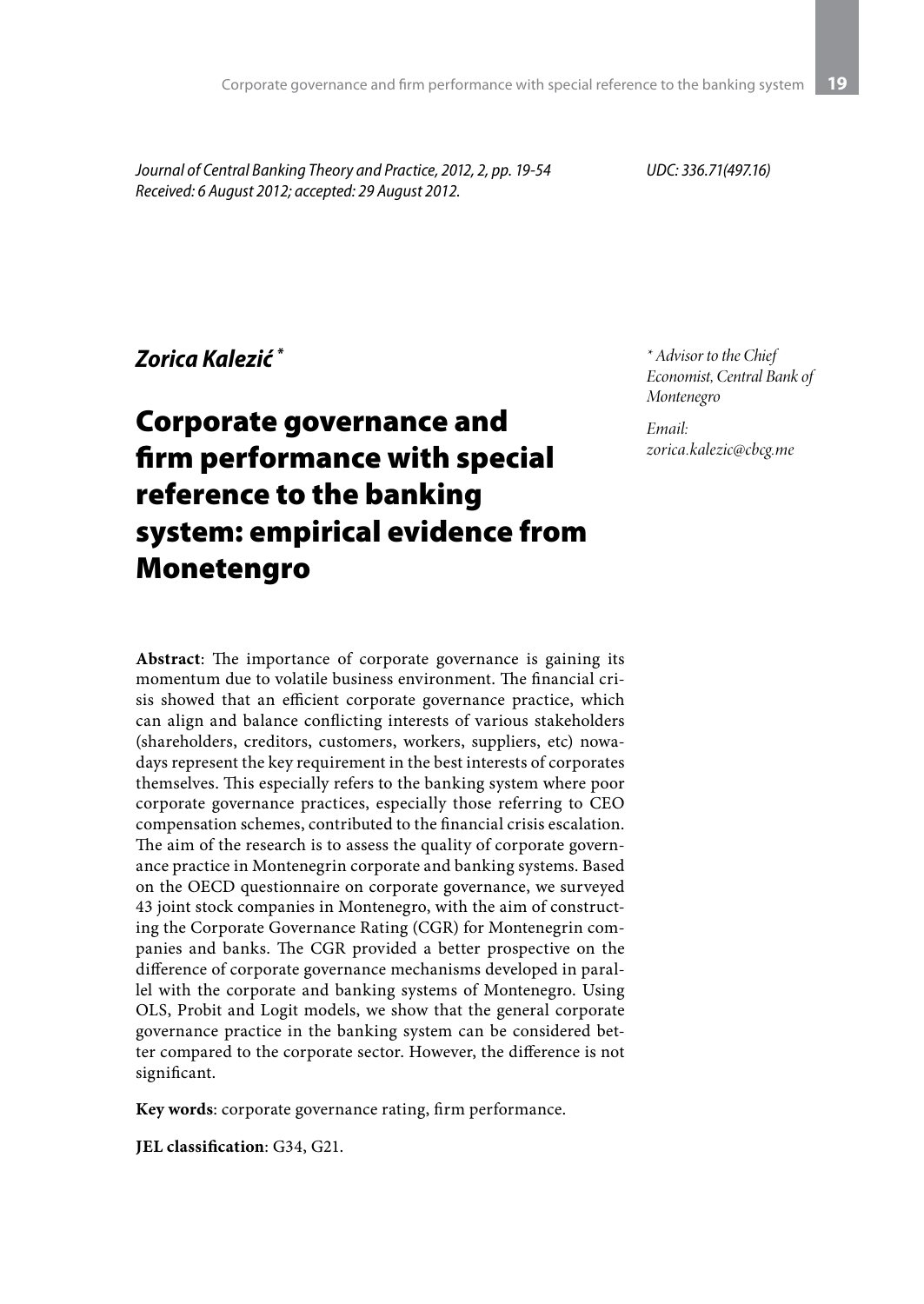*Journal of Central Banking Theory and Practice, 2012, 2, pp. 19-54*
*Received: 6 August 2012; accepted: 29 August 2012.*

*UDC: 336.71(497.16)*

***Zorica Kalezić*** *

*\* Advisor to the Chief Economist, Central Bank of Montenegro*

*Email: zorica.kalezic@cbcg.me*

# Corporate governance and firm performance with special reference to the banking system: empirical evidence from Monetengro

**Abstract**: The importance of corporate governance is gaining its momentum due to volatile business environment. The financial crisis showed that an efficient corporate governance practice, which can align and balance conflicting interests of various stakeholders (shareholders, creditors, customers, workers, suppliers, etc) nowadays represent the key requirement in the best interests of corporates themselves. This especially refers to the banking system where poor corporate governance practices, especially those referring to CEO compensation schemes, contributed to the financial crisis escalation. The aim of the research is to assess the quality of corporate governance practice in Montenegrin corporate and banking systems. Based on the OECD questionnaire on corporate governance, we surveyed 43 joint stock companies in Montenegro, with the aim of constructing the Corporate Governance Rating (CGR) for Montenegrin companies and banks. The CGR provided a better prospective on the difference of corporate governance mechanisms developed in parallel with the corporate and banking systems of Montenegro. Using OLS, Probit and Logit models, we show that the general corporate governance practice in the banking system can be considered better compared to the corporate sector. However, the difference is not significant.

**Key words**: corporate governance rating, firm performance.

**JEL classification**: G34, G21.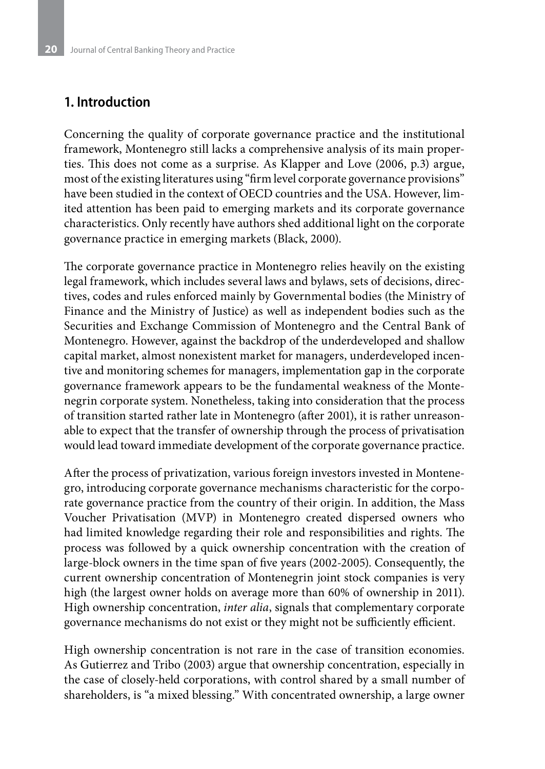## 1. Introduction

Concerning the quality of corporate governance practice and the institutional framework, Montenegro still lacks a comprehensive analysis of its main properties. This does not come as a surprise. As Klapper and Love (2006, p.3) argue, most of the existing literatures using "firm level corporate governance provisions" have been studied in the context of OECD countries and the USA. However, limited attention has been paid to emerging markets and its corporate governance characteristics. Only recently have authors shed additional light on the corporate governance practice in emerging markets (Black, 2000).

The corporate governance practice in Montenegro relies heavily on the existing legal framework, which includes several laws and bylaws, sets of decisions, directives, codes and rules enforced mainly by Governmental bodies (the Ministry of Finance and the Ministry of Justice) as well as independent bodies such as the Securities and Exchange Commission of Montenegro and the Central Bank of Montenegro. However, against the backdrop of the underdeveloped and shallow capital market, almost nonexistent market for managers, underdeveloped incentive and monitoring schemes for managers, implementation gap in the corporate governance framework appears to be the fundamental weakness of the Montenegrin corporate system. Nonetheless, taking into consideration that the process of transition started rather late in Montenegro (after 2001), it is rather unreasonable to expect that the transfer of ownership through the process of privatisation would lead toward immediate development of the corporate governance practice.

After the process of privatization, various foreign investors invested in Montenegro, introducing corporate governance mechanisms characteristic for the corporate governance practice from the country of their origin. In addition, the Mass Voucher Privatisation (MVP) in Montenegro created dispersed owners who had limited knowledge regarding their role and responsibilities and rights. The process was followed by a quick ownership concentration with the creation of large-block owners in the time span of five years (2002-2005). Consequently, the current ownership concentration of Montenegrin joint stock companies is very high (the largest owner holds on average more than 60% of ownership in 2011). High ownership concentration, *inter alia*, signals that complementary corporate governance mechanisms do not exist or they might not be sufficiently efficient.

High ownership concentration is not rare in the case of transition economies. As Gutierrez and Tribo (2003) argue that ownership concentration, especially in the case of closely-held corporations, with control shared by a small number of shareholders, is "a mixed blessing." With concentrated ownership, a large owner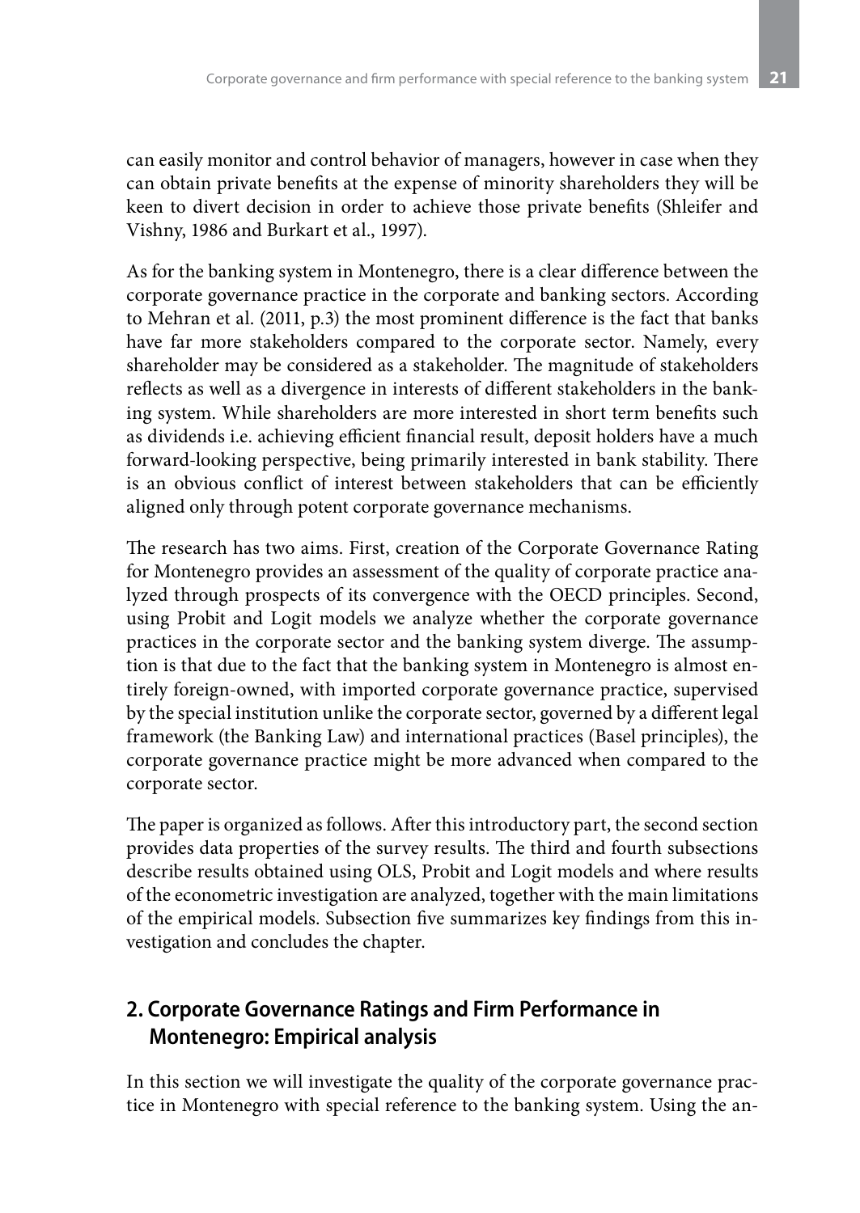can easily monitor and control behavior of managers, however in case when they can obtain private benefits at the expense of minority shareholders they will be keen to divert decision in order to achieve those private benefits (Shleifer and Vishny, 1986 and Burkart et al., 1997).

As for the banking system in Montenegro, there is a clear difference between the corporate governance practice in the corporate and banking sectors. According to Mehran et al. (2011, p.3) the most prominent difference is the fact that banks have far more stakeholders compared to the corporate sector. Namely, every shareholder may be considered as a stakeholder. The magnitude of stakeholders reflects as well as a divergence in interests of different stakeholders in the banking system. While shareholders are more interested in short term benefits such as dividends i.e. achieving efficient financial result, deposit holders have a much forward-looking perspective, being primarily interested in bank stability. There is an obvious conflict of interest between stakeholders that can be efficiently aligned only through potent corporate governance mechanisms.

The research has two aims. First, creation of the Corporate Governance Rating for Montenegro provides an assessment of the quality of corporate practice analyzed through prospects of its convergence with the OECD principles. Second, using Probit and Logit models we analyze whether the corporate governance practices in the corporate sector and the banking system diverge. The assumption is that due to the fact that the banking system in Montenegro is almost entirely foreign-owned, with imported corporate governance practice, supervised by the special institution unlike the corporate sector, governed by a different legal framework (the Banking Law) and international practices (Basel principles), the corporate governance practice might be more advanced when compared to the corporate sector.

The paper is organized as follows. After this introductory part, the second section provides data properties of the survey results. The third and fourth subsections describe results obtained using OLS, Probit and Logit models and where results of the econometric investigation are analyzed, together with the main limitations of the empirical models. Subsection five summarizes key findings from this investigation and concludes the chapter.

## 2. Corporate Governance Ratings and Firm Performance in Montenegro: Empirical analysis

In this section we will investigate the quality of the corporate governance practice in Montenegro with special reference to the banking system. Using the an-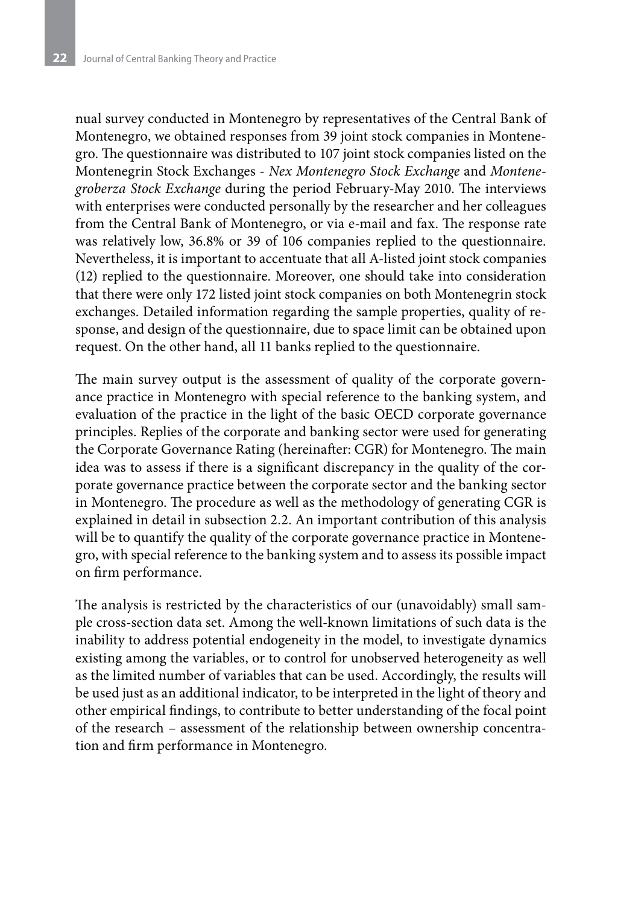nual survey conducted in Montenegro by representatives of the Central Bank of Montenegro, we obtained responses from 39 joint stock companies in Montenegro. The questionnaire was distributed to 107 joint stock companies listed on the Montenegrin Stock Exchanges - *Nex Montenegro Stock Exchange* and *Montenegroberza Stock Exchange* during the period February-May 2010. The interviews with enterprises were conducted personally by the researcher and her colleagues from the Central Bank of Montenegro, or via e-mail and fax. The response rate was relatively low, 36.8% or 39 of 106 companies replied to the questionnaire. Nevertheless, it is important to accentuate that all A-listed joint stock companies (12) replied to the questionnaire. Moreover, one should take into consideration that there were only 172 listed joint stock companies on both Montenegrin stock exchanges. Detailed information regarding the sample properties, quality of response, and design of the questionnaire, due to space limit can be obtained upon request. On the other hand, all 11 banks replied to the questionnaire.

The main survey output is the assessment of quality of the corporate governance practice in Montenegro with special reference to the banking system, and evaluation of the practice in the light of the basic OECD corporate governance principles. Replies of the corporate and banking sector were used for generating the Corporate Governance Rating (hereinafter: CGR) for Montenegro. The main idea was to assess if there is a significant discrepancy in the quality of the corporate governance practice between the corporate sector and the banking sector in Montenegro. The procedure as well as the methodology of generating CGR is explained in detail in subsection 2.2. An important contribution of this analysis will be to quantify the quality of the corporate governance practice in Montenegro, with special reference to the banking system and to assess its possible impact on firm performance.

The analysis is restricted by the characteristics of our (unavoidably) small sample cross-section data set. Among the well-known limitations of such data is the inability to address potential endogeneity in the model, to investigate dynamics existing among the variables, or to control for unobserved heterogeneity as well as the limited number of variables that can be used. Accordingly, the results will be used just as an additional indicator, to be interpreted in the light of theory and other empirical findings, to contribute to better understanding of the focal point of the research – assessment of the relationship between ownership concentration and firm performance in Montenegro.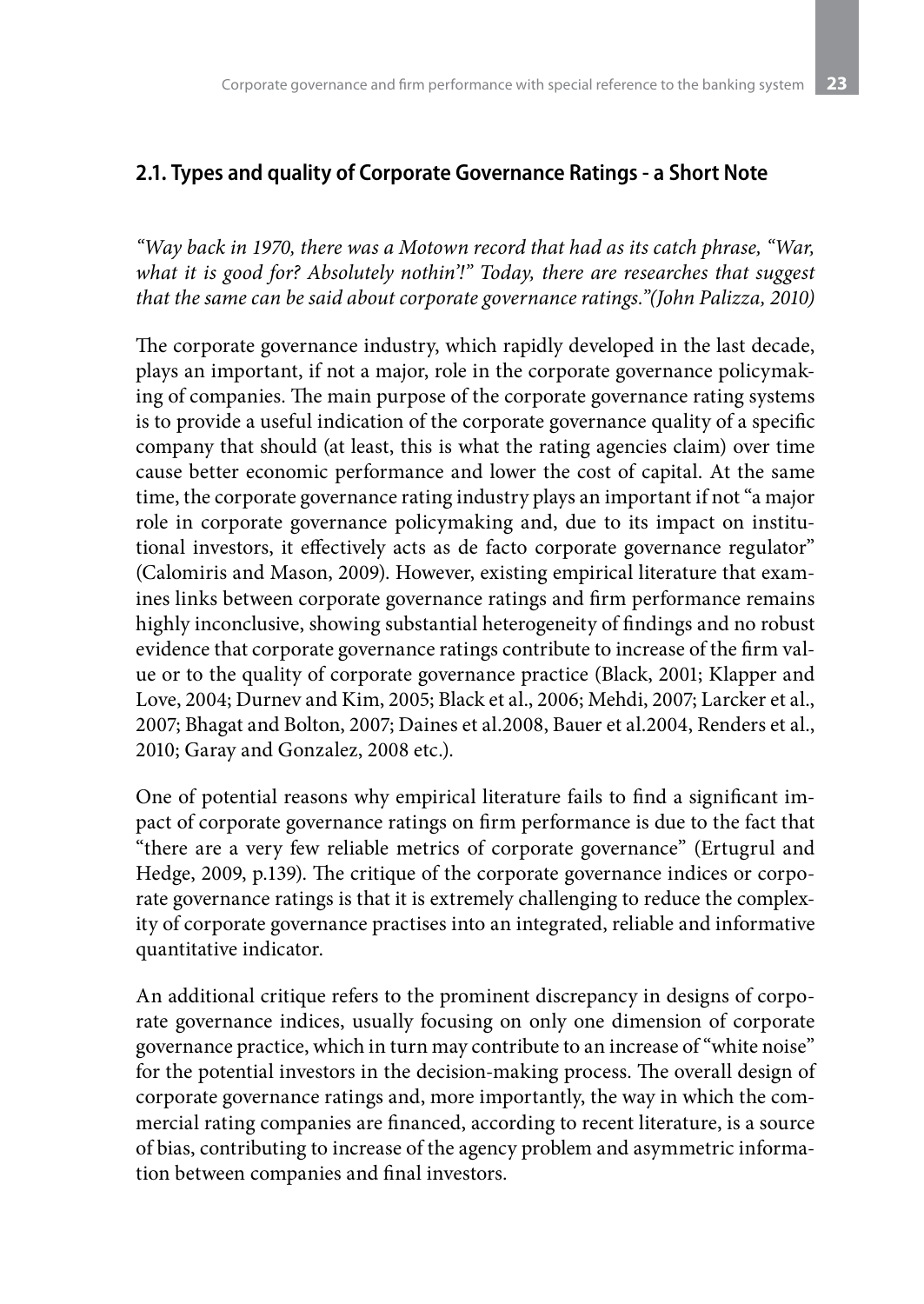## 2.1. Types and quality of Corporate Governance Ratings - a Short Note

*"Way back in 1970, there was a Motown record that had as its catch phrase, "War, what it is good for? Absolutely nothin'!" Today, there are researches that suggest that the same can be said about corporate governance ratings."(John Palizza, 2010)*

The corporate governance industry, which rapidly developed in the last decade, plays an important, if not a major, role in the corporate governance policymaking of companies. The main purpose of the corporate governance rating systems is to provide a useful indication of the corporate governance quality of a specific company that should (at least, this is what the rating agencies claim) over time cause better economic performance and lower the cost of capital. At the same time, the corporate governance rating industry plays an important if not "a major role in corporate governance policymaking and, due to its impact on institutional investors, it effectively acts as de facto corporate governance regulator" (Calomiris and Mason, 2009). However, existing empirical literature that examines links between corporate governance ratings and firm performance remains highly inconclusive, showing substantial heterogeneity of findings and no robust evidence that corporate governance ratings contribute to increase of the firm value or to the quality of corporate governance practice (Black, 2001; Klapper and Love, 2004; Durnev and Kim, 2005; Black et al., 2006; Mehdi, 2007; Larcker et al., 2007; Bhagat and Bolton, 2007; Daines et al.2008, Bauer et al.2004, Renders et al., 2010; Garay and Gonzalez, 2008 etc.).

One of potential reasons why empirical literature fails to find a significant impact of corporate governance ratings on firm performance is due to the fact that "there are a very few reliable metrics of corporate governance" (Ertugrul and Hedge, 2009, p.139). The critique of the corporate governance indices or corporate governance ratings is that it is extremely challenging to reduce the complexity of corporate governance practises into an integrated, reliable and informative quantitative indicator.

An additional critique refers to the prominent discrepancy in designs of corporate governance indices, usually focusing on only one dimension of corporate governance practice, which in turn may contribute to an increase of "white noise" for the potential investors in the decision-making process. The overall design of corporate governance ratings and, more importantly, the way in which the commercial rating companies are financed, according to recent literature, is a source of bias, contributing to increase of the agency problem and asymmetric information between companies and final investors.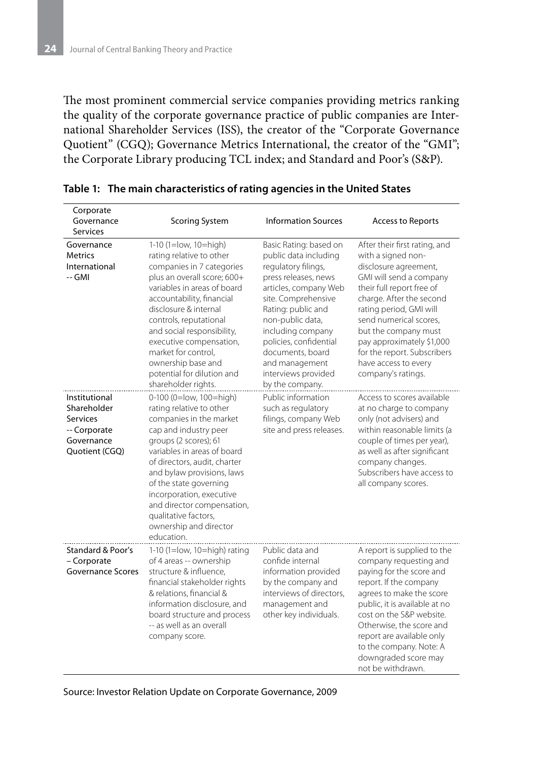The most prominent commercial service companies providing metrics ranking the quality of the corporate governance practice of public companies are International Shareholder Services (ISS), the creator of the "Corporate Governance Quotient" (CGQ); Governance Metrics International, the creator of the "GMI"; the Corporate Library producing TCL index; and Standard and Poor's (S&P).

**Table 1: The main characteristics of rating agencies in the United States**

| Corporate Governance Services | Scoring System | Information Sources | Access to Reports |
|---|---|---|---|
| Governance Metrics International -- GMI | 1-10 (1=low, 10=high) rating relative to other companies in 7 categories plus an overall score; 600+ variables in areas of board accountability, financial disclosure & internal controls, reputational and social responsibility, executive compensation, market for control, ownership base and potential for dilution and shareholder rights. | Basic Rating: based on public data including regulatory filings, press releases, news articles, company Web site. Comprehensive Rating: public and non-public data, including company policies, confidential documents, board and management interviews provided by the company. | After their first rating, and with a signed non-disclosure agreement, GMI will send a company their full report free of charge. After the second rating period, GMI will send numerical scores, but the company must pay approximately $1,000 for the report. Subscribers have access to every company's ratings. |
| Institutional Shareholder Services -- Corporate Governance Quotient (CGQ) | 0-100 (0=low, 100=high) rating relative to other companies in the market cap and industry peer groups (2 scores); 61 variables in areas of board of directors, audit, charter and bylaw provisions, laws of the state governing incorporation, executive and director compensation, qualitative factors, ownership and director education. | Public information such as regulatory filings, company Web site and press releases. | Access to scores available at no charge to company only (not advisers) and within reasonable limits (a couple of times per year), as well as after significant company changes. Subscribers have access to all company scores. |
| Standard & Poor's – Corporate Governance Scores | 1-10 (1=low, 10=high) rating of 4 areas -- ownership structure & influence, financial stakeholder rights & relations, financial & information disclosure, and board structure and process -- as well as an overall company score. | Public data and confide internal information provided by the company and interviews of directors, management and other key individuals. | A report is supplied to the company requesting and paying for the score and report. If the company agrees to make the score public, it is available at no cost on the S&P website. Otherwise, the score and report are available only to the company. Note: A downgraded score may not be withdrawn. |

Source: Investor Relation Update on Corporate Governance, 2009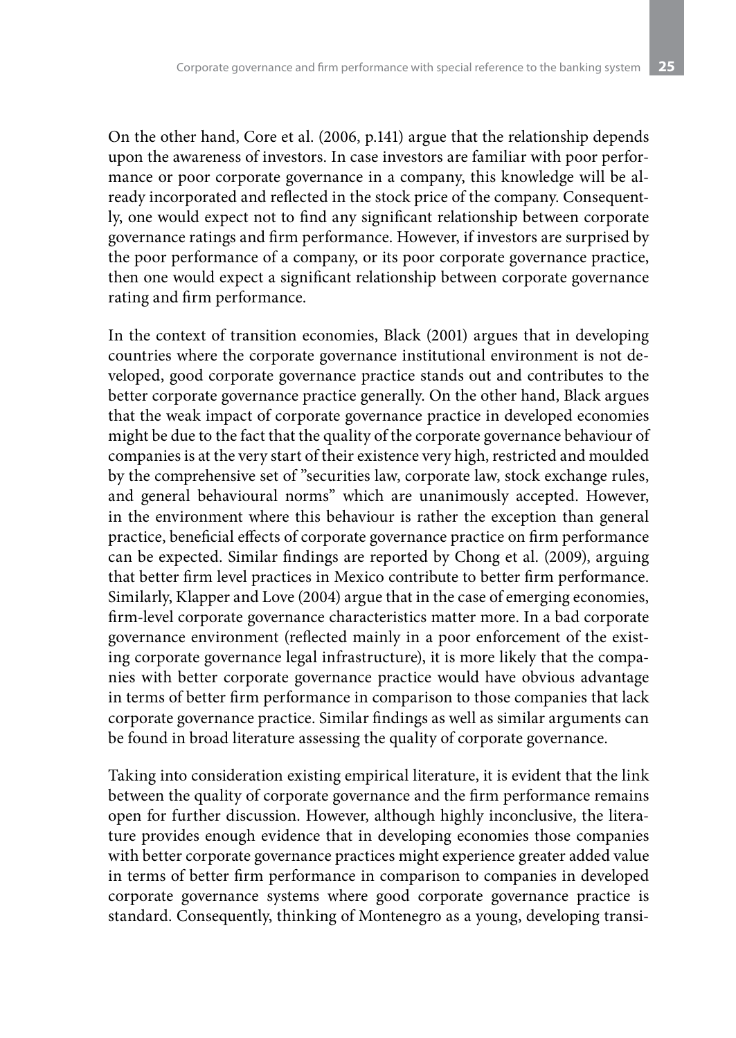On the other hand, Core et al. (2006, p.141) argue that the relationship depends upon the awareness of investors. In case investors are familiar with poor performance or poor corporate governance in a company, this knowledge will be already incorporated and reflected in the stock price of the company. Consequently, one would expect not to find any significant relationship between corporate governance ratings and firm performance. However, if investors are surprised by the poor performance of a company, or its poor corporate governance practice, then one would expect a significant relationship between corporate governance rating and firm performance.

In the context of transition economies, Black (2001) argues that in developing countries where the corporate governance institutional environment is not developed, good corporate governance practice stands out and contributes to the better corporate governance practice generally. On the other hand, Black argues that the weak impact of corporate governance practice in developed economies might be due to the fact that the quality of the corporate governance behaviour of companies is at the very start of their existence very high, restricted and moulded by the comprehensive set of "securities law, corporate law, stock exchange rules, and general behavioural norms" which are unanimously accepted. However, in the environment where this behaviour is rather the exception than general practice, beneficial effects of corporate governance practice on firm performance can be expected. Similar findings are reported by Chong et al. (2009), arguing that better firm level practices in Mexico contribute to better firm performance. Similarly, Klapper and Love (2004) argue that in the case of emerging economies, firm-level corporate governance characteristics matter more. In a bad corporate governance environment (reflected mainly in a poor enforcement of the existing corporate governance legal infrastructure), it is more likely that the companies with better corporate governance practice would have obvious advantage in terms of better firm performance in comparison to those companies that lack corporate governance practice. Similar findings as well as similar arguments can be found in broad literature assessing the quality of corporate governance.

Taking into consideration existing empirical literature, it is evident that the link between the quality of corporate governance and the firm performance remains open for further discussion. However, although highly inconclusive, the literature provides enough evidence that in developing economies those companies with better corporate governance practices might experience greater added value in terms of better firm performance in comparison to companies in developed corporate governance systems where good corporate governance practice is standard. Consequently, thinking of Montenegro as a young, developing transi-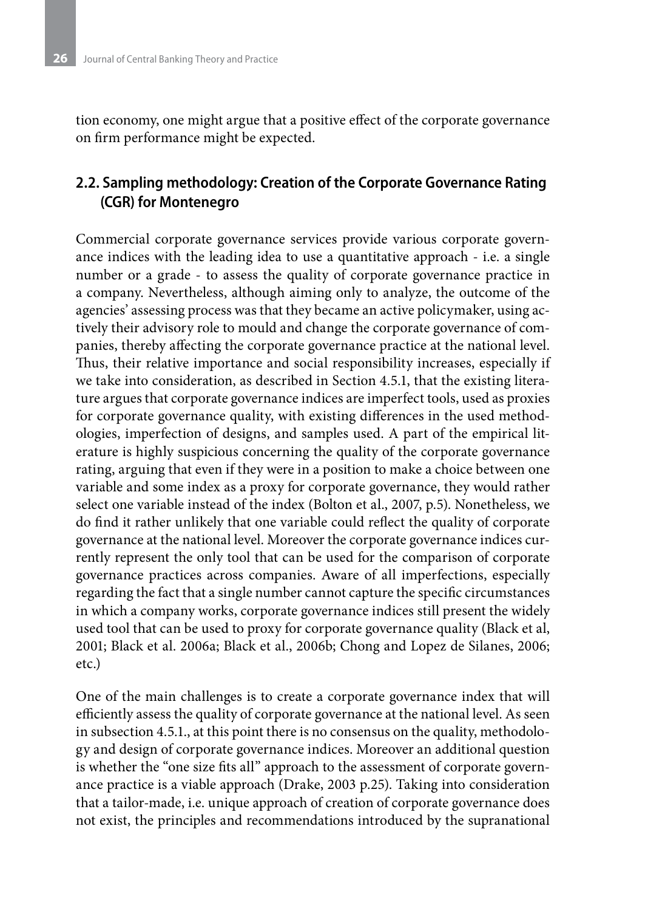tion economy, one might argue that a positive effect of the corporate governance on firm performance might be expected.

## 2.2. Sampling methodology: Creation of the Corporate Governance Rating (CGR) for Montenegro

Commercial corporate governance services provide various corporate governance indices with the leading idea to use a quantitative approach - i.e. a single number or a grade - to assess the quality of corporate governance practice in a company. Nevertheless, although aiming only to analyze, the outcome of the agencies' assessing process was that they became an active policymaker, using actively their advisory role to mould and change the corporate governance of companies, thereby affecting the corporate governance practice at the national level. Thus, their relative importance and social responsibility increases, especially if we take into consideration, as described in Section 4.5.1, that the existing literature argues that corporate governance indices are imperfect tools, used as proxies for corporate governance quality, with existing differences in the used methodologies, imperfection of designs, and samples used. A part of the empirical literature is highly suspicious concerning the quality of the corporate governance rating, arguing that even if they were in a position to make a choice between one variable and some index as a proxy for corporate governance, they would rather select one variable instead of the index (Bolton et al., 2007, p.5). Nonetheless, we do find it rather unlikely that one variable could reflect the quality of corporate governance at the national level. Moreover the corporate governance indices currently represent the only tool that can be used for the comparison of corporate governance practices across companies. Aware of all imperfections, especially regarding the fact that a single number cannot capture the specific circumstances in which a company works, corporate governance indices still present the widely used tool that can be used to proxy for corporate governance quality (Black et al, 2001; Black et al. 2006a; Black et al., 2006b; Chong and Lopez de Silanes, 2006; etc.)

One of the main challenges is to create a corporate governance index that will efficiently assess the quality of corporate governance at the national level. As seen in subsection 4.5.1., at this point there is no consensus on the quality, methodology and design of corporate governance indices. Moreover an additional question is whether the "one size fits all" approach to the assessment of corporate governance practice is a viable approach (Drake, 2003 p.25). Taking into consideration that a tailor-made, i.e. unique approach of creation of corporate governance does not exist, the principles and recommendations introduced by the supranational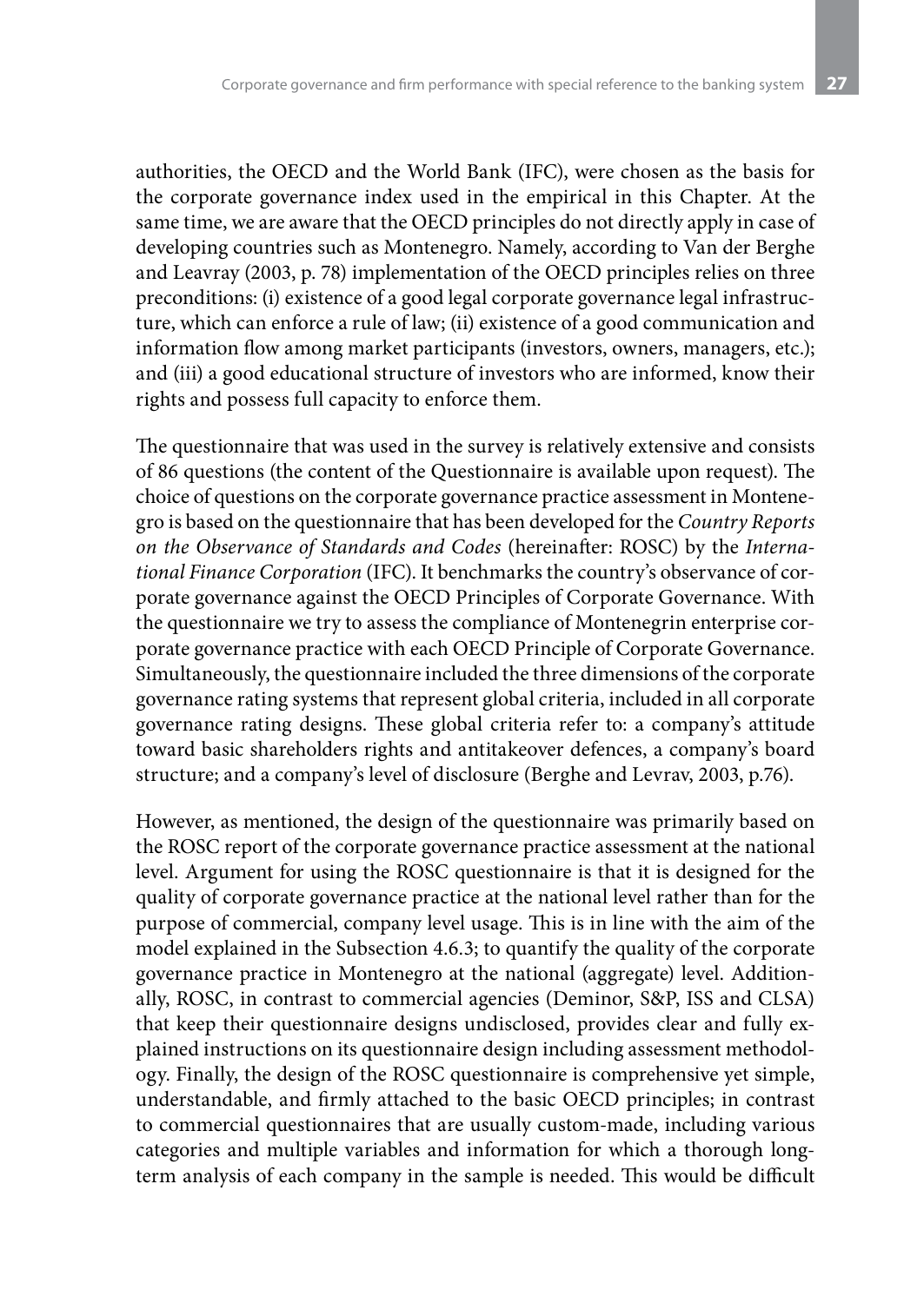authorities, the OECD and the World Bank (IFC), were chosen as the basis for the corporate governance index used in the empirical in this Chapter. At the same time, we are aware that the OECD principles do not directly apply in case of developing countries such as Montenegro. Namely, according to Van der Berghe and Leavray (2003, p. 78) implementation of the OECD principles relies on three preconditions: (i) existence of a good legal corporate governance legal infrastructure, which can enforce a rule of law; (ii) existence of a good communication and information flow among market participants (investors, owners, managers, etc.); and (iii) a good educational structure of investors who are informed, know their rights and possess full capacity to enforce them.

The questionnaire that was used in the survey is relatively extensive and consists of 86 questions (the content of the Questionnaire is available upon request). The choice of questions on the corporate governance practice assessment in Montenegro is based on the questionnaire that has been developed for the *Country Reports on the Observance of Standards and Codes* (hereinafter: ROSC) by the *International Finance Corporation* (IFC). It benchmarks the country's observance of corporate governance against the OECD Principles of Corporate Governance. With the questionnaire we try to assess the compliance of Montenegrin enterprise corporate governance practice with each OECD Principle of Corporate Governance. Simultaneously, the questionnaire included the three dimensions of the corporate governance rating systems that represent global criteria, included in all corporate governance rating designs. These global criteria refer to: a company's attitude toward basic shareholders rights and antitakeover defences, a company's board structure; and a company's level of disclosure (Berghe and Levrav, 2003, p.76).

However, as mentioned, the design of the questionnaire was primarily based on the ROSC report of the corporate governance practice assessment at the national level. Argument for using the ROSC questionnaire is that it is designed for the quality of corporate governance practice at the national level rather than for the purpose of commercial, company level usage. This is in line with the aim of the model explained in the Subsection 4.6.3; to quantify the quality of the corporate governance practice in Montenegro at the national (aggregate) level. Additionally, ROSC, in contrast to commercial agencies (Deminor, S&P, ISS and CLSA) that keep their questionnaire designs undisclosed, provides clear and fully explained instructions on its questionnaire design including assessment methodology. Finally, the design of the ROSC questionnaire is comprehensive yet simple, understandable, and firmly attached to the basic OECD principles; in contrast to commercial questionnaires that are usually custom-made, including various categories and multiple variables and information for which a thorough long-term analysis of each company in the sample is needed. This would be difficult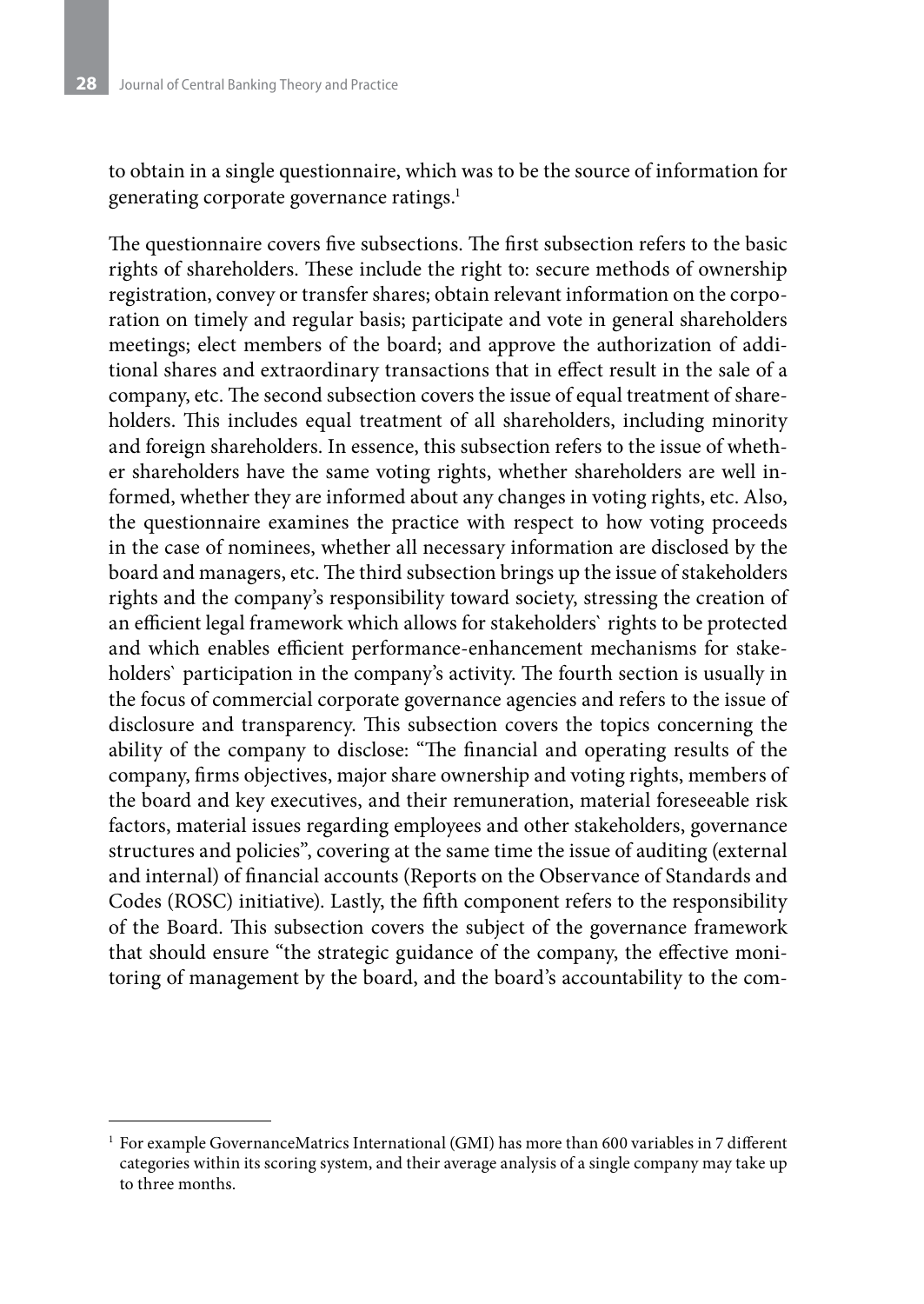to obtain in a single questionnaire, which was to be the source of information for generating corporate governance ratings.[1]

The questionnaire covers five subsections. The first subsection refers to the basic rights of shareholders. These include the right to: secure methods of ownership registration, convey or transfer shares; obtain relevant information on the corporation on timely and regular basis; participate and vote in general shareholders meetings; elect members of the board; and approve the authorization of additional shares and extraordinary transactions that in effect result in the sale of a company, etc. The second subsection covers the issue of equal treatment of shareholders. This includes equal treatment of all shareholders, including minority and foreign shareholders. In essence, this subsection refers to the issue of whether shareholders have the same voting rights, whether shareholders are well informed, whether they are informed about any changes in voting rights, etc. Also, the questionnaire examines the practice with respect to how voting proceeds in the case of nominees, whether all necessary information are disclosed by the board and managers, etc. The third subsection brings up the issue of stakeholders rights and the company's responsibility toward society, stressing the creation of an efficient legal framework which allows for stakeholders` rights to be protected and which enables efficient performance-enhancement mechanisms for stakeholders` participation in the company's activity. The fourth section is usually in the focus of commercial corporate governance agencies and refers to the issue of disclosure and transparency. This subsection covers the topics concerning the ability of the company to disclose: "The financial and operating results of the company, firms objectives, major share ownership and voting rights, members of the board and key executives, and their remuneration, material foreseeable risk factors, material issues regarding employees and other stakeholders, governance structures and policies", covering at the same time the issue of auditing (external and internal) of financial accounts (Reports on the Observance of Standards and Codes (ROSC) initiative). Lastly, the fifth component refers to the responsibility of the Board. This subsection covers the subject of the governance framework that should ensure "the strategic guidance of the company, the effective monitoring of management by the board, and the board's accountability to the com-

---

[1] For example GovernanceMatrics International (GMI) has more than 600 variables in 7 different categories within its scoring system, and their average analysis of a single company may take up to three months.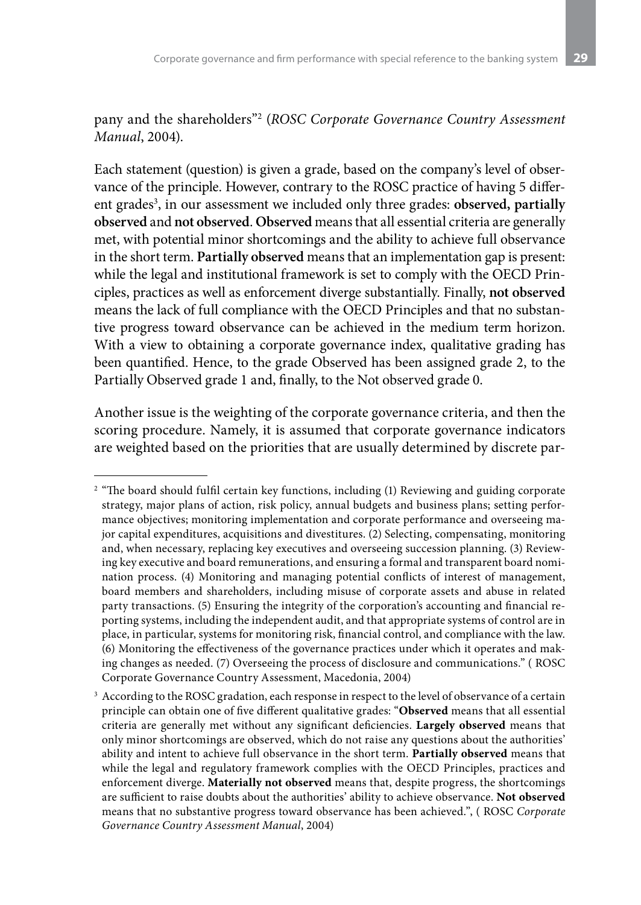pany and the shareholders"[2] (*ROSC Corporate Governance Country Assessment Manual*, 2004).

Each statement (question) is given a grade, based on the company's level of observance of the principle. However, contrary to the ROSC practice of having 5 different grades[3], in our assessment we included only three grades: **observed, partially observed** and **not observed**. **Observed** means that all essential criteria are generally met, with potential minor shortcomings and the ability to achieve full observance in the short term. **Partially observed** means that an implementation gap is present: while the legal and institutional framework is set to comply with the OECD Principles, practices as well as enforcement diverge substantially. Finally, **not observed** means the lack of full compliance with the OECD Principles and that no substantive progress toward observance can be achieved in the medium term horizon. With a view to obtaining a corporate governance index, qualitative grading has been quantified. Hence, to the grade Observed has been assigned grade 2, to the Partially Observed grade 1 and, finally, to the Not observed grade 0.

Another issue is the weighting of the corporate governance criteria, and then the scoring procedure. Namely, it is assumed that corporate governance indicators are weighted based on the priorities that are usually determined by discrete par-

---

[2] "The board should fulfil certain key functions, including (1) Reviewing and guiding corporate strategy, major plans of action, risk policy, annual budgets and business plans; setting performance objectives; monitoring implementation and corporate performance and overseeing major capital expenditures, acquisitions and divestitures. (2) Selecting, compensating, monitoring and, when necessary, replacing key executives and overseeing succession planning. (3) Reviewing key executive and board remunerations, and ensuring a formal and transparent board nomination process. (4) Monitoring and managing potential conflicts of interest of management, board members and shareholders, including misuse of corporate assets and abuse in related party transactions. (5) Ensuring the integrity of the corporation's accounting and financial reporting systems, including the independent audit, and that appropriate systems of control are in place, in particular, systems for monitoring risk, financial control, and compliance with the law. (6) Monitoring the effectiveness of the governance practices under which it operates and making changes as needed. (7) Overseeing the process of disclosure and communications." ( ROSC Corporate Governance Country Assessment, Macedonia, 2004)

[3] According to the ROSC gradation, each response in respect to the level of observance of a certain principle can obtain one of five different qualitative grades: "**Observed** means that all essential criteria are generally met without any significant deficiencies. **Largely observed** means that only minor shortcomings are observed, which do not raise any questions about the authorities' ability and intent to achieve full observance in the short term. **Partially observed** means that while the legal and regulatory framework complies with the OECD Principles, practices and enforcement diverge. **Materially not observed** means that, despite progress, the shortcomings are sufficient to raise doubts about the authorities' ability to achieve observance. **Not observed** means that no substantive progress toward observance has been achieved.", ( ROSC *Corporate Governance Country Assessment Manual*, 2004)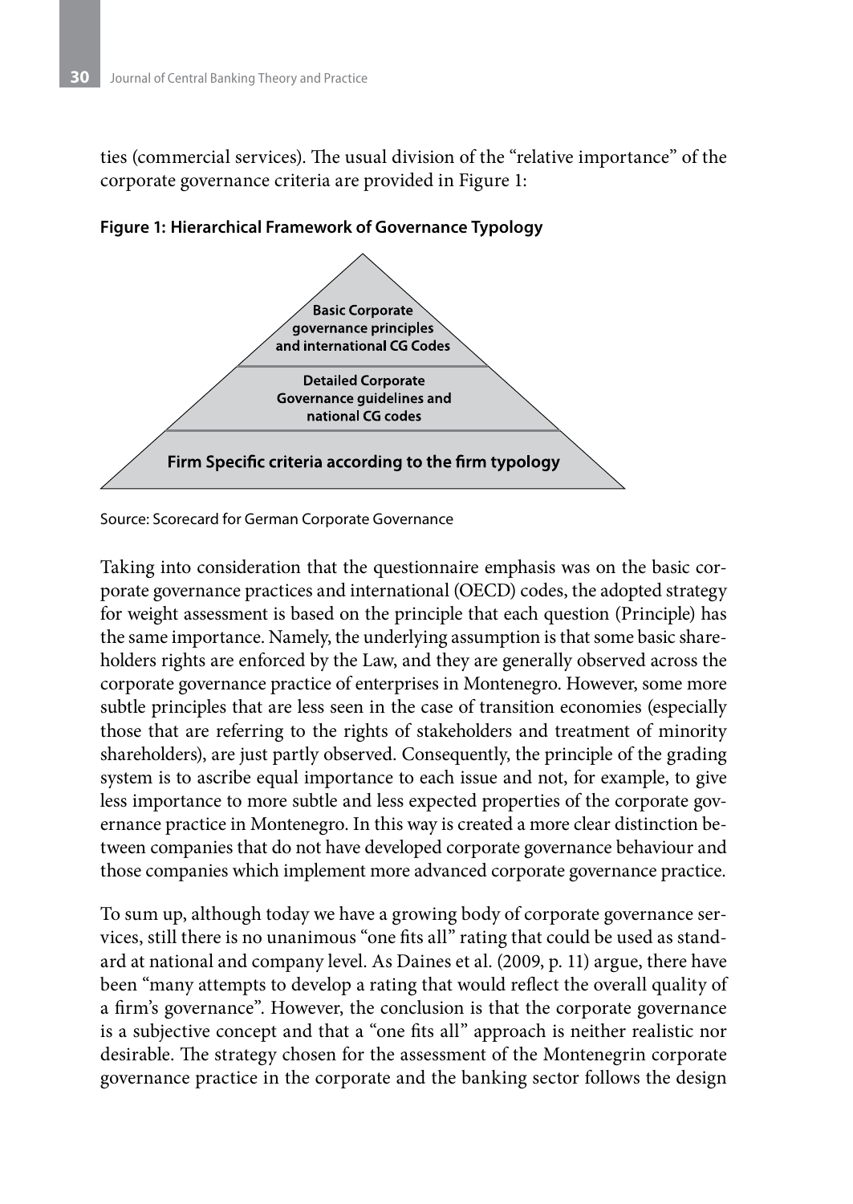ties (commercial services). The usual division of the "relative importance" of the corporate governance criteria are provided in Figure 1:

**Figure 1: Hierarchical Framework of Governance Typology**

Basic Corporate governance principles and international CG Codes

Detailed Corporate Governance guidelines and national CG codes

Firm Specific criteria according to the firm typology

Source: Scorecard for German Corporate Governance

Taking into consideration that the questionnaire emphasis was on the basic corporate governance practices and international (OECD) codes, the adopted strategy for weight assessment is based on the principle that each question (Principle) has the same importance. Namely, the underlying assumption is that some basic shareholders rights are enforced by the Law, and they are generally observed across the corporate governance practice of enterprises in Montenegro. However, some more subtle principles that are less seen in the case of transition economies (especially those that are referring to the rights of stakeholders and treatment of minority shareholders), are just partly observed. Consequently, the principle of the grading system is to ascribe equal importance to each issue and not, for example, to give less importance to more subtle and less expected properties of the corporate governance practice in Montenegro. In this way is created a more clear distinction between companies that do not have developed corporate governance behaviour and those companies which implement more advanced corporate governance practice.

To sum up, although today we have a growing body of corporate governance services, still there is no unanimous "one fits all" rating that could be used as standard at national and company level. As Daines et al. (2009, p. 11) argue, there have been "many attempts to develop a rating that would reflect the overall quality of a firm's governance". However, the conclusion is that the corporate governance is a subjective concept and that a "one fits all" approach is neither realistic nor desirable. The strategy chosen for the assessment of the Montenegrin corporate governance practice in the corporate and the banking sector follows the design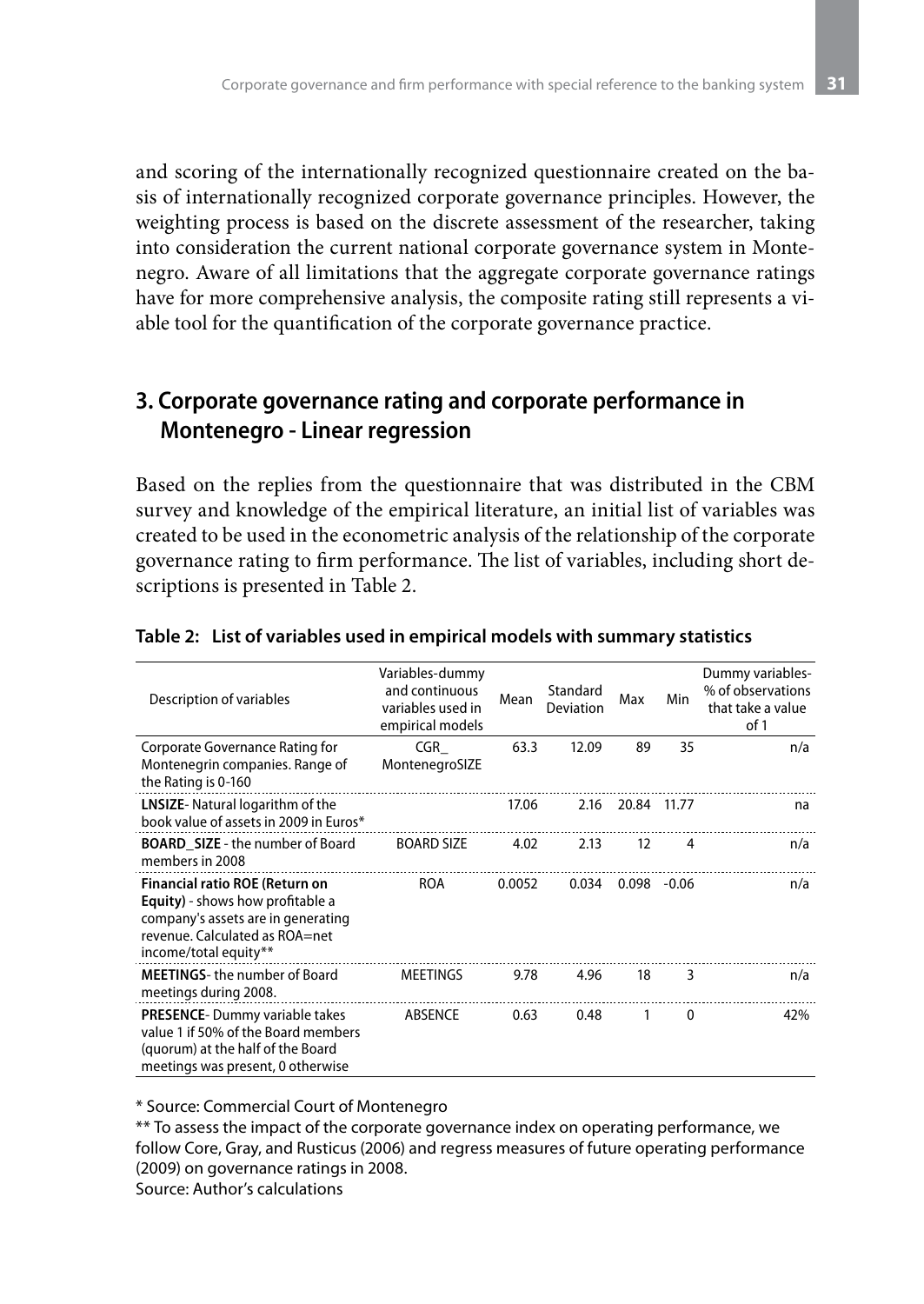and scoring of the internationally recognized questionnaire created on the basis of internationally recognized corporate governance principles. However, the weighting process is based on the discrete assessment of the researcher, taking into consideration the current national corporate governance system in Montenegro. Aware of all limitations that the aggregate corporate governance ratings have for more comprehensive analysis, the composite rating still represents a viable tool for the quantification of the corporate governance practice.

## 3. Corporate governance rating and corporate performance in Montenegro - Linear regression

Based on the replies from the questionnaire that was distributed in the CBM survey and knowledge of the empirical literature, an initial list of variables was created to be used in the econometric analysis of the relationship of the corporate governance rating to firm performance. The list of variables, including short descriptions is presented in Table 2.

**Table 2: List of variables used in empirical models with summary statistics**

| Description of variables | Variables-dummy and continuous variables used in empirical models | Mean | Standard Deviation | Max | Min | Dummy variables- % of observations that take a value of 1 |
|---|---|---|---|---|---|---|
| Corporate Governance Rating for Montenegrin companies. Range of the Rating is 0-160 | CGR_ MontenegroSIZE | 63.3 | 12.09 | 89 | 35 | n/a |
| **LNSIZE**- Natural logarithm of the book value of assets in 2009 in Euros* | | 17.06 | 2.16 | 20.84 | 11.77 | na |
| **BOARD_SIZE** - the number of Board members in 2008 | BOARD SIZE | 4.02 | 2.13 | 12 | 4 | n/a |
| **Financial ratio ROE (Return on Equity)** - shows how profitable a company's assets are in generating revenue. Calculated as ROA=net income/total equity** | ROA | 0.0052 | 0.034 | 0.098 | -0.06 | n/a |
| **MEETINGS**- the number of Board meetings during 2008. | MEETINGS | 9.78 | 4.96 | 18 | 3 | n/a |
| **PRESENCE**- Dummy variable takes value 1 if 50% of the Board members (quorum) at the half of the Board meetings was present, 0 otherwise | ABSENCE | 0.63 | 0.48 | 1 | 0 | 42% |

\* Source: Commercial Court of Montenegro

\*\* To assess the impact of the corporate governance index on operating performance, we follow Core, Gray, and Rusticus (2006) and regress measures of future operating performance (2009) on governance ratings in 2008.

Source: Author's calculations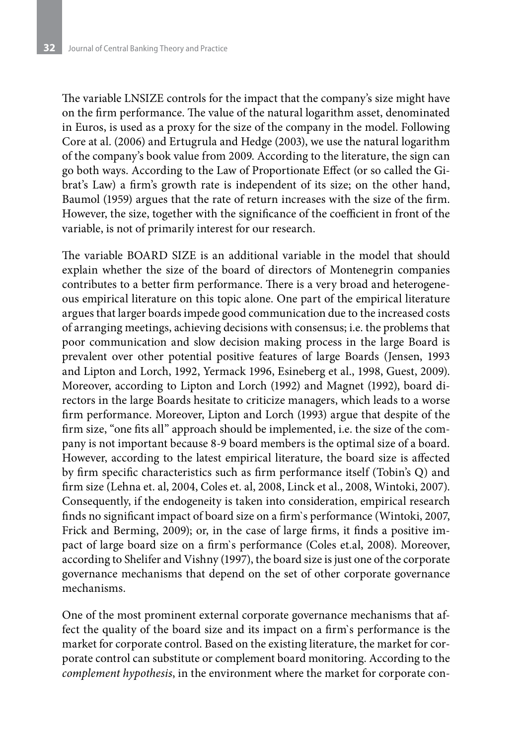The variable LNSIZE controls for the impact that the company's size might have on the firm performance. The value of the natural logarithm asset, denominated in Euros, is used as a proxy for the size of the company in the model. Following Core at al. (2006) and Ertugrula and Hedge (2003), we use the natural logarithm of the company's book value from 2009. According to the literature, the sign can go both ways. According to the Law of Proportionate Effect (or so called the Gibrat's Law) a firm's growth rate is independent of its size; on the other hand, Baumol (1959) argues that the rate of return increases with the size of the firm. However, the size, together with the significance of the coefficient in front of the variable, is not of primarily interest for our research.

The variable BOARD SIZE is an additional variable in the model that should explain whether the size of the board of directors of Montenegrin companies contributes to a better firm performance. There is a very broad and heterogeneous empirical literature on this topic alone. One part of the empirical literature argues that larger boards impede good communication due to the increased costs of arranging meetings, achieving decisions with consensus; i.e. the problems that poor communication and slow decision making process in the large Board is prevalent over other potential positive features of large Boards (Jensen, 1993 and Lipton and Lorch, 1992, Yermack 1996, Esineberg et al., 1998, Guest, 2009). Moreover, according to Lipton and Lorch (1992) and Magnet (1992), board directors in the large Boards hesitate to criticize managers, which leads to a worse firm performance. Moreover, Lipton and Lorch (1993) argue that despite of the firm size, "one fits all" approach should be implemented, i.e. the size of the company is not important because 8-9 board members is the optimal size of a board. However, according to the latest empirical literature, the board size is affected by firm specific characteristics such as firm performance itself (Tobin's Q) and firm size (Lehna et. al, 2004, Coles et. al, 2008, Linck et al., 2008, Wintoki, 2007). Consequently, if the endogeneity is taken into consideration, empirical research finds no significant impact of board size on a firm`s performance (Wintoki, 2007, Frick and Berming, 2009); or, in the case of large firms, it finds a positive impact of large board size on a firm`s performance (Coles et.al, 2008). Moreover, according to Shelifer and Vishny (1997), the board size is just one of the corporate governance mechanisms that depend on the set of other corporate governance mechanisms.

One of the most prominent external corporate governance mechanisms that affect the quality of the board size and its impact on a firm`s performance is the market for corporate control. Based on the existing literature, the market for corporate control can substitute or complement board monitoring. According to the *complement hypothesis*, in the environment where the market for corporate con-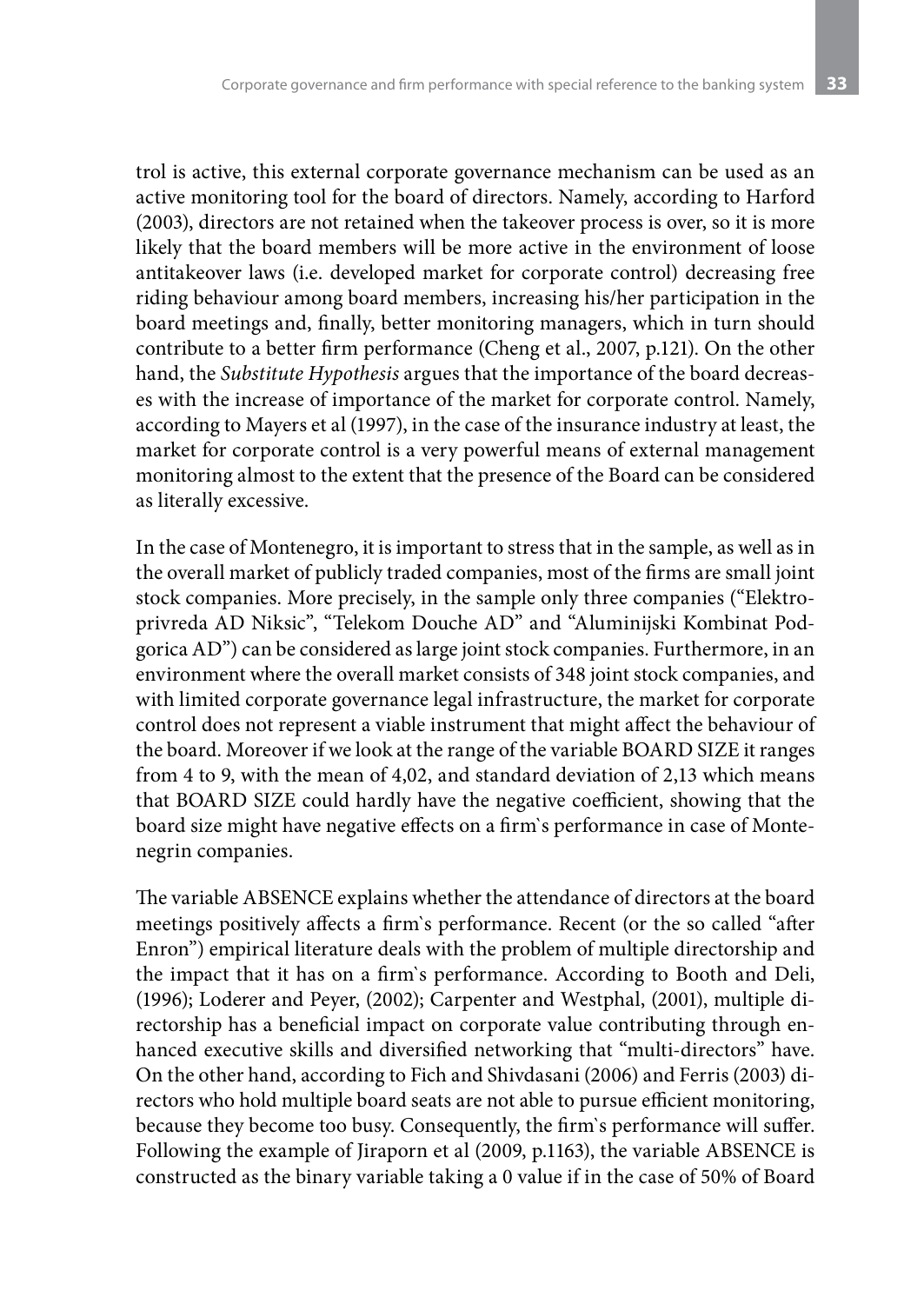trol is active, this external corporate governance mechanism can be used as an active monitoring tool for the board of directors. Namely, according to Harford (2003), directors are not retained when the takeover process is over, so it is more likely that the board members will be more active in the environment of loose antitakeover laws (i.e. developed market for corporate control) decreasing free riding behaviour among board members, increasing his/her participation in the board meetings and, finally, better monitoring managers, which in turn should contribute to a better firm performance (Cheng et al., 2007, p.121). On the other hand, the *Substitute Hypothesis* argues that the importance of the board decreases with the increase of importance of the market for corporate control. Namely, according to Mayers et al (1997), in the case of the insurance industry at least, the market for corporate control is a very powerful means of external management monitoring almost to the extent that the presence of the Board can be considered as literally excessive.

In the case of Montenegro, it is important to stress that in the sample, as well as in the overall market of publicly traded companies, most of the firms are small joint stock companies. More precisely, in the sample only three companies ("Elektroprivreda AD Niksic", "Telekom Douche AD" and "Aluminijski Kombinat Podgorica AD") can be considered as large joint stock companies. Furthermore, in an environment where the overall market consists of 348 joint stock companies, and with limited corporate governance legal infrastructure, the market for corporate control does not represent a viable instrument that might affect the behaviour of the board. Moreover if we look at the range of the variable BOARD SIZE it ranges from 4 to 9, with the mean of 4,02, and standard deviation of 2,13 which means that BOARD SIZE could hardly have the negative coefficient, showing that the board size might have negative effects on a firm`s performance in case of Montenegrin companies.

The variable ABSENCE explains whether the attendance of directors at the board meetings positively affects a firm`s performance. Recent (or the so called "after Enron") empirical literature deals with the problem of multiple directorship and the impact that it has on a firm`s performance. According to Booth and Deli, (1996); Loderer and Peyer, (2002); Carpenter and Westphal, (2001), multiple directorship has a beneficial impact on corporate value contributing through enhanced executive skills and diversified networking that "multi-directors" have. On the other hand, according to Fich and Shivdasani (2006) and Ferris (2003) directors who hold multiple board seats are not able to pursue efficient monitoring, because they become too busy. Consequently, the firm`s performance will suffer. Following the example of Jiraporn et al (2009, p.1163), the variable ABSENCE is constructed as the binary variable taking a 0 value if in the case of 50% of Board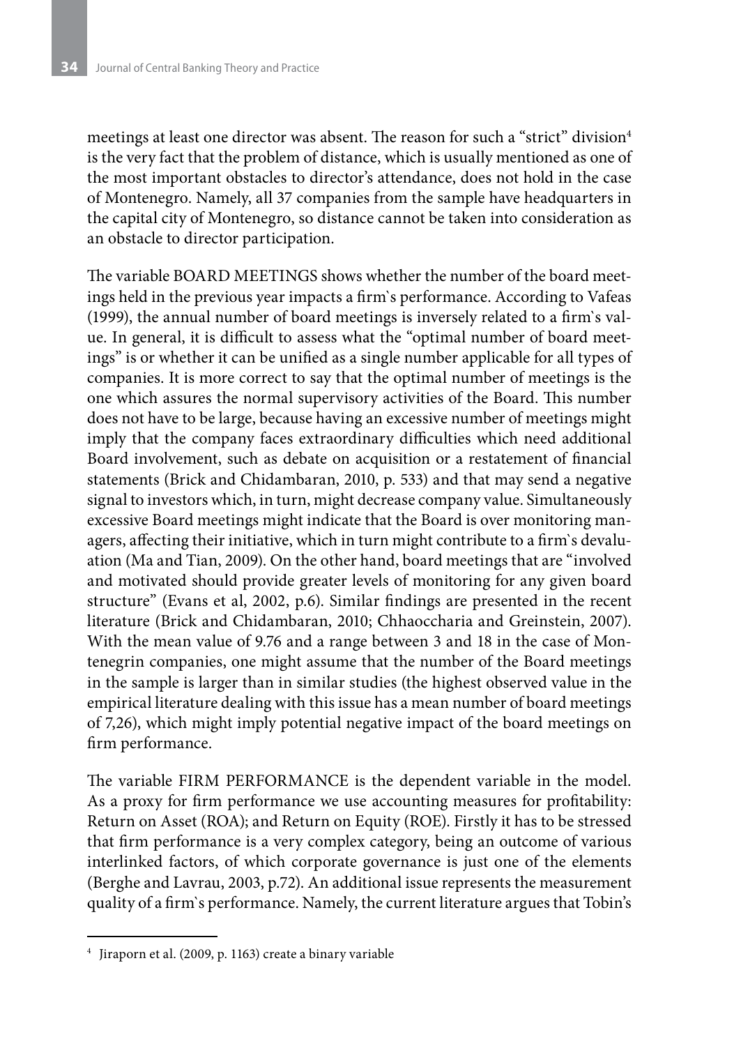meetings at least one director was absent. The reason for such a "strict" division[4] is the very fact that the problem of distance, which is usually mentioned as one of the most important obstacles to director's attendance, does not hold in the case of Montenegro. Namely, all 37 companies from the sample have headquarters in the capital city of Montenegro, so distance cannot be taken into consideration as an obstacle to director participation.

The variable BOARD MEETINGS shows whether the number of the board meetings held in the previous year impacts a firm`s performance. According to Vafeas (1999), the annual number of board meetings is inversely related to a firm`s value. In general, it is difficult to assess what the "optimal number of board meetings" is or whether it can be unified as a single number applicable for all types of companies. It is more correct to say that the optimal number of meetings is the one which assures the normal supervisory activities of the Board. This number does not have to be large, because having an excessive number of meetings might imply that the company faces extraordinary difficulties which need additional Board involvement, such as debate on acquisition or a restatement of financial statements (Brick and Chidambaran, 2010, p. 533) and that may send a negative signal to investors which, in turn, might decrease company value. Simultaneously excessive Board meetings might indicate that the Board is over monitoring managers, affecting their initiative, which in turn might contribute to a firm`s devaluation (Ma and Tian, 2009). On the other hand, board meetings that are "involved and motivated should provide greater levels of monitoring for any given board structure" (Evans et al, 2002, p.6). Similar findings are presented in the recent literature (Brick and Chidambaran, 2010; Chhaoccharia and Greinstein, 2007). With the mean value of 9.76 and a range between 3 and 18 in the case of Montenegrin companies, one might assume that the number of the Board meetings in the sample is larger than in similar studies (the highest observed value in the empirical literature dealing with this issue has a mean number of board meetings of 7,26), which might imply potential negative impact of the board meetings on firm performance.

The variable FIRM PERFORMANCE is the dependent variable in the model. As a proxy for firm performance we use accounting measures for profitability: Return on Asset (ROA); and Return on Equity (ROE). Firstly it has to be stressed that firm performance is a very complex category, being an outcome of various interlinked factors, of which corporate governance is just one of the elements (Berghe and Lavrau, 2003, p.72). An additional issue represents the measurement quality of a firm`s performance. Namely, the current literature argues that Tobin's

---

[4] Jiraporn et al. (2009, p. 1163) create a binary variable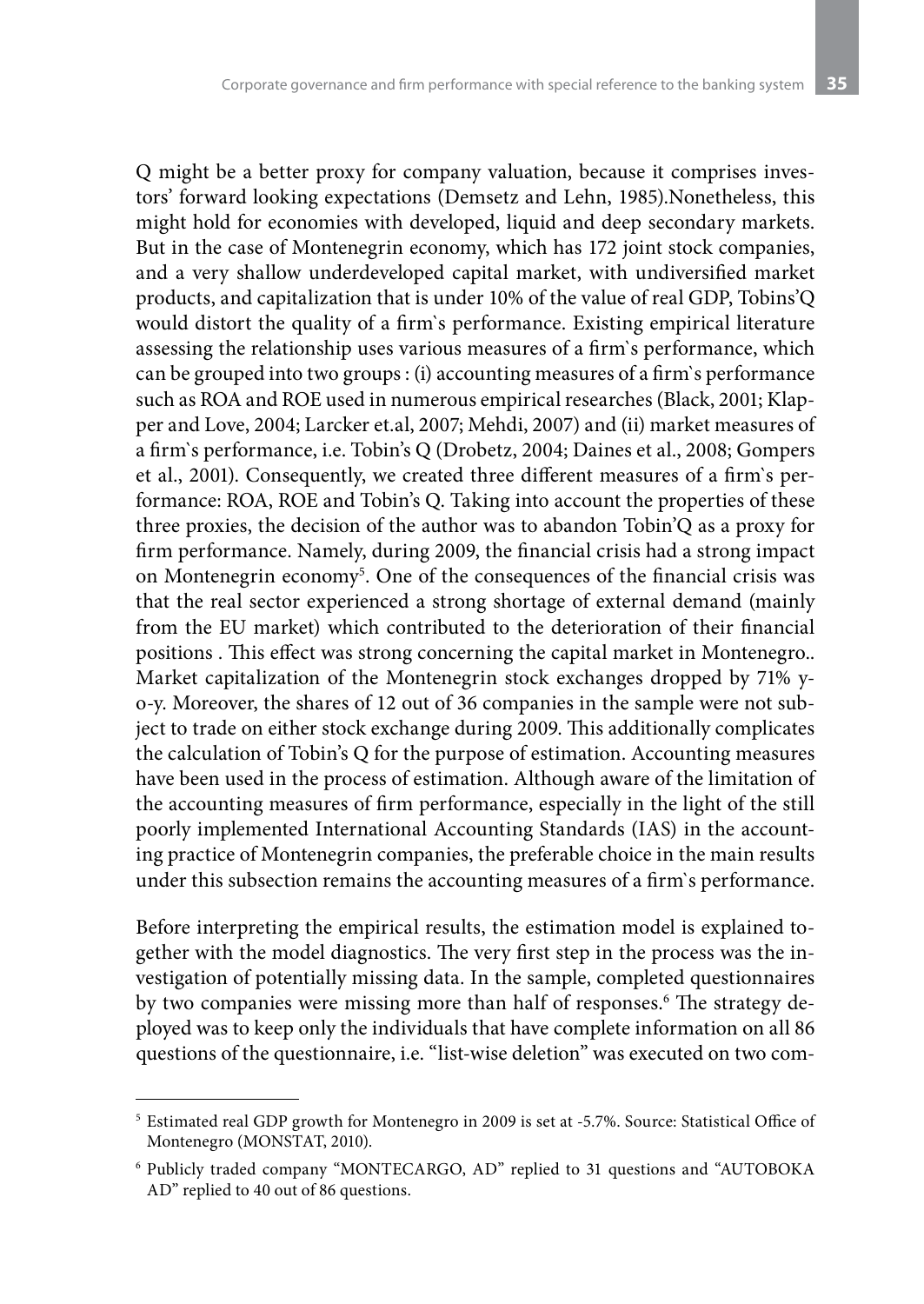Q might be a better proxy for company valuation, because it comprises investors' forward looking expectations (Demsetz and Lehn, 1985).Nonetheless, this might hold for economies with developed, liquid and deep secondary markets. But in the case of Montenegrin economy, which has 172 joint stock companies, and a very shallow underdeveloped capital market, with undiversified market products, and capitalization that is under 10% of the value of real GDP, Tobins'Q would distort the quality of a firm`s performance. Existing empirical literature assessing the relationship uses various measures of a firm`s performance, which can be grouped into two groups : (i) accounting measures of a firm`s performance such as ROA and ROE used in numerous empirical researches (Black, 2001; Klapper and Love, 2004; Larcker et.al, 2007; Mehdi, 2007) and (ii) market measures of a firm`s performance, i.e. Tobin's Q (Drobetz, 2004; Daines et al., 2008; Gompers et al., 2001). Consequently, we created three different measures of a firm`s performance: ROA, ROE and Tobin's Q. Taking into account the properties of these three proxies, the decision of the author was to abandon Tobin'Q as a proxy for firm performance. Namely, during 2009, the financial crisis had a strong impact on Montenegrin economy[5]. One of the consequences of the financial crisis was that the real sector experienced a strong shortage of external demand (mainly from the EU market) which contributed to the deterioration of their financial positions . This effect was strong concerning the capital market in Montenegro.. Market capitalization of the Montenegrin stock exchanges dropped by 71% y-o-y. Moreover, the shares of 12 out of 36 companies in the sample were not subject to trade on either stock exchange during 2009. This additionally complicates the calculation of Tobin's Q for the purpose of estimation. Accounting measures have been used in the process of estimation. Although aware of the limitation of the accounting measures of firm performance, especially in the light of the still poorly implemented International Accounting Standards (IAS) in the accounting practice of Montenegrin companies, the preferable choice in the main results under this subsection remains the accounting measures of a firm`s performance.

Before interpreting the empirical results, the estimation model is explained together with the model diagnostics. The very first step in the process was the investigation of potentially missing data. In the sample, completed questionnaires by two companies were missing more than half of responses.[6] The strategy deployed was to keep only the individuals that have complete information on all 86 questions of the questionnaire, i.e. "list-wise deletion" was executed on two com-

---

[5] Estimated real GDP growth for Montenegro in 2009 is set at -5.7%. Source: Statistical Office of Montenegro (MONSTAT, 2010).

[6] Publicly traded company "MONTECARGO, AD" replied to 31 questions and "AUTOBOKA AD" replied to 40 out of 86 questions.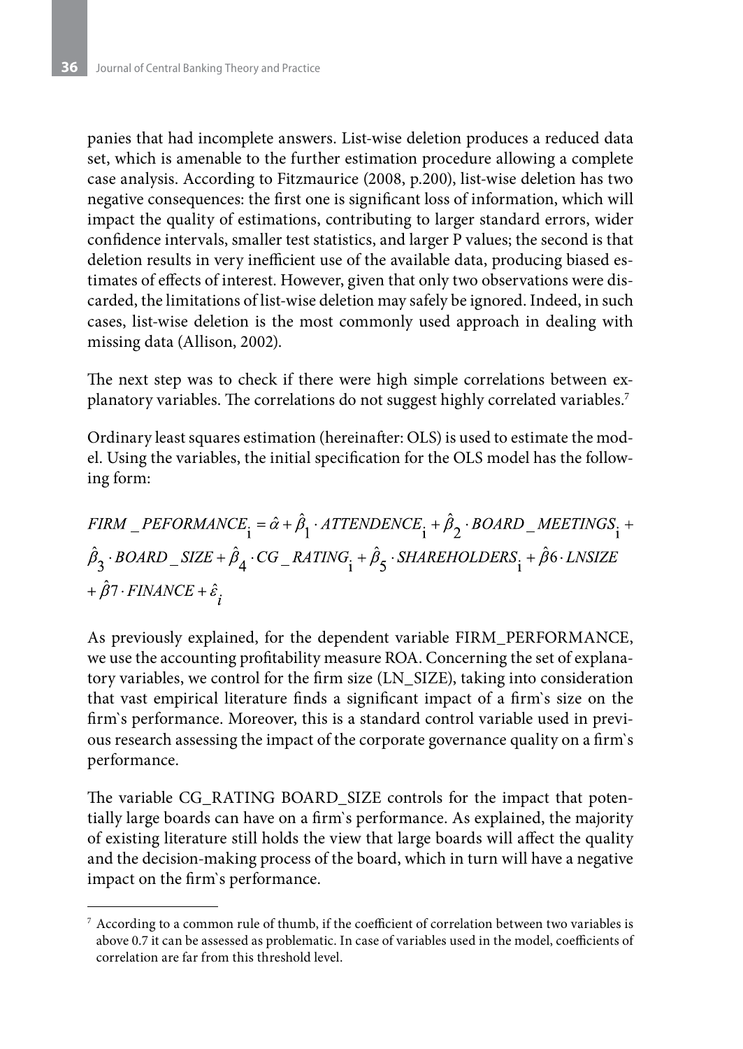panies that had incomplete answers. List-wise deletion produces a reduced data set, which is amenable to the further estimation procedure allowing a complete case analysis. According to Fitzmaurice (2008, p.200), list-wise deletion has two negative consequences: the first one is significant loss of information, which will impact the quality of estimations, contributing to larger standard errors, wider confidence intervals, smaller test statistics, and larger P values; the second is that deletion results in very inefficient use of the available data, producing biased estimates of effects of interest. However, given that only two observations were discarded, the limitations of list-wise deletion may safely be ignored. Indeed, in such cases, list-wise deletion is the most commonly used approach in dealing with missing data (Allison, 2002).

The next step was to check if there were high simple correlations between explanatory variables. The correlations do not suggest highly correlated variables.[7]

Ordinary least squares estimation (hereinafter: OLS) is used to estimate the model. Using the variables, the initial specification for the OLS model has the following form:

$$FIRM\_PEFORMANCE_i = \hat{\alpha} + \hat{\beta}_1 \cdot ATTENDENCE_i + \hat{\beta}_2 \cdot BOARD\_MEETINGS_i + \hat{\beta}_3 \cdot BOARD\_SIZE + \hat{\beta}_4 \cdot CG\_RATING_i + \hat{\beta}_5 \cdot SHAREHOLDERS_i + \hat{\beta}6 \cdot LNSIZE + \hat{\beta}7 \cdot FINANCE + \hat{\varepsilon}_i$$

As previously explained, for the dependent variable FIRM_PERFORMANCE, we use the accounting profitability measure ROA. Concerning the set of explanatory variables, we control for the firm size (LN_SIZE), taking into consideration that vast empirical literature finds a significant impact of a firm`s size on the firm`s performance. Moreover, this is a standard control variable used in previous research assessing the impact of the corporate governance quality on a firm`s performance.

The variable CG_RATING BOARD_SIZE controls for the impact that potentially large boards can have on a firm`s performance. As explained, the majority of existing literature still holds the view that large boards will affect the quality and the decision-making process of the board, which in turn will have a negative impact on the firm`s performance.

[7] According to a common rule of thumb, if the coefficient of correlation between two variables is above 0.7 it can be assessed as problematic. In case of variables used in the model, coefficients of correlation are far from this threshold level.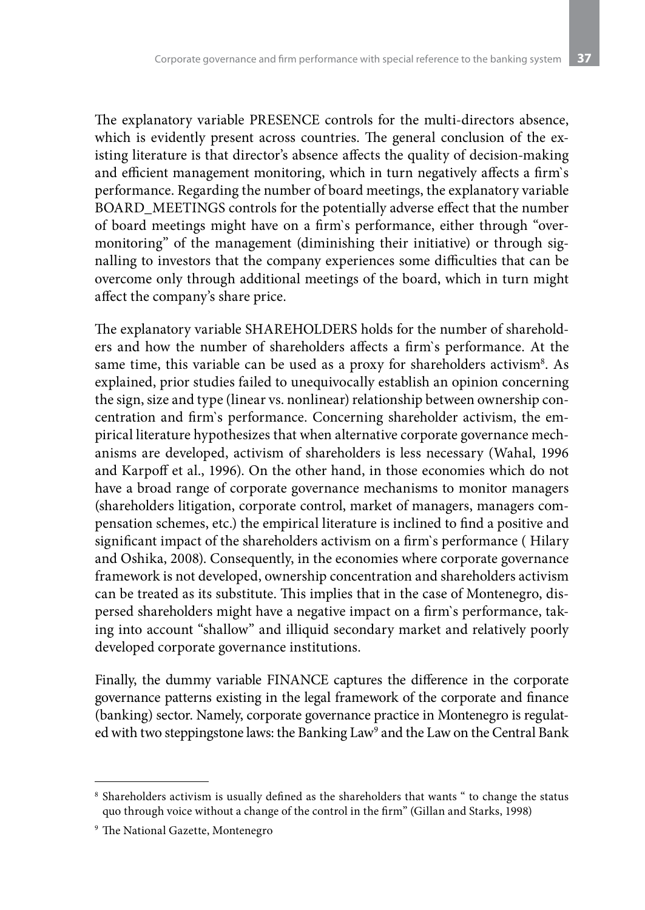The explanatory variable PRESENCE controls for the multi-directors absence, which is evidently present across countries. The general conclusion of the existing literature is that director's absence affects the quality of decision-making and efficient management monitoring, which in turn negatively affects a firm`s performance. Regarding the number of board meetings, the explanatory variable BOARD_MEETINGS controls for the potentially adverse effect that the number of board meetings might have on a firm`s performance, either through "over-monitoring" of the management (diminishing their initiative) or through signalling to investors that the company experiences some difficulties that can be overcome only through additional meetings of the board, which in turn might affect the company's share price.

The explanatory variable SHAREHOLDERS holds for the number of shareholders and how the number of shareholders affects a firm`s performance. At the same time, this variable can be used as a proxy for shareholders activism[8]. As explained, prior studies failed to unequivocally establish an opinion concerning the sign, size and type (linear vs. nonlinear) relationship between ownership concentration and firm`s performance. Concerning shareholder activism, the empirical literature hypothesizes that when alternative corporate governance mechanisms are developed, activism of shareholders is less necessary (Wahal, 1996 and Karpoff et al., 1996). On the other hand, in those economies which do not have a broad range of corporate governance mechanisms to monitor managers (shareholders litigation, corporate control, market of managers, managers compensation schemes, etc.) the empirical literature is inclined to find a positive and significant impact of the shareholders activism on a firm`s performance ( Hilary and Oshika, 2008). Consequently, in the economies where corporate governance framework is not developed, ownership concentration and shareholders activism can be treated as its substitute. This implies that in the case of Montenegro, dispersed shareholders might have a negative impact on a firm`s performance, taking into account "shallow" and illiquid secondary market and relatively poorly developed corporate governance institutions.

Finally, the dummy variable FINANCE captures the difference in the corporate governance patterns existing in the legal framework of the corporate and finance (banking) sector. Namely, corporate governance practice in Montenegro is regulated with two steppingstone laws: the Banking Law[9] and the Law on the Central Bank

---

[8] Shareholders activism is usually defined as the shareholders that wants " to change the status quo through voice without a change of the control in the firm" (Gillan and Starks, 1998)

[9] The National Gazette, Montenegro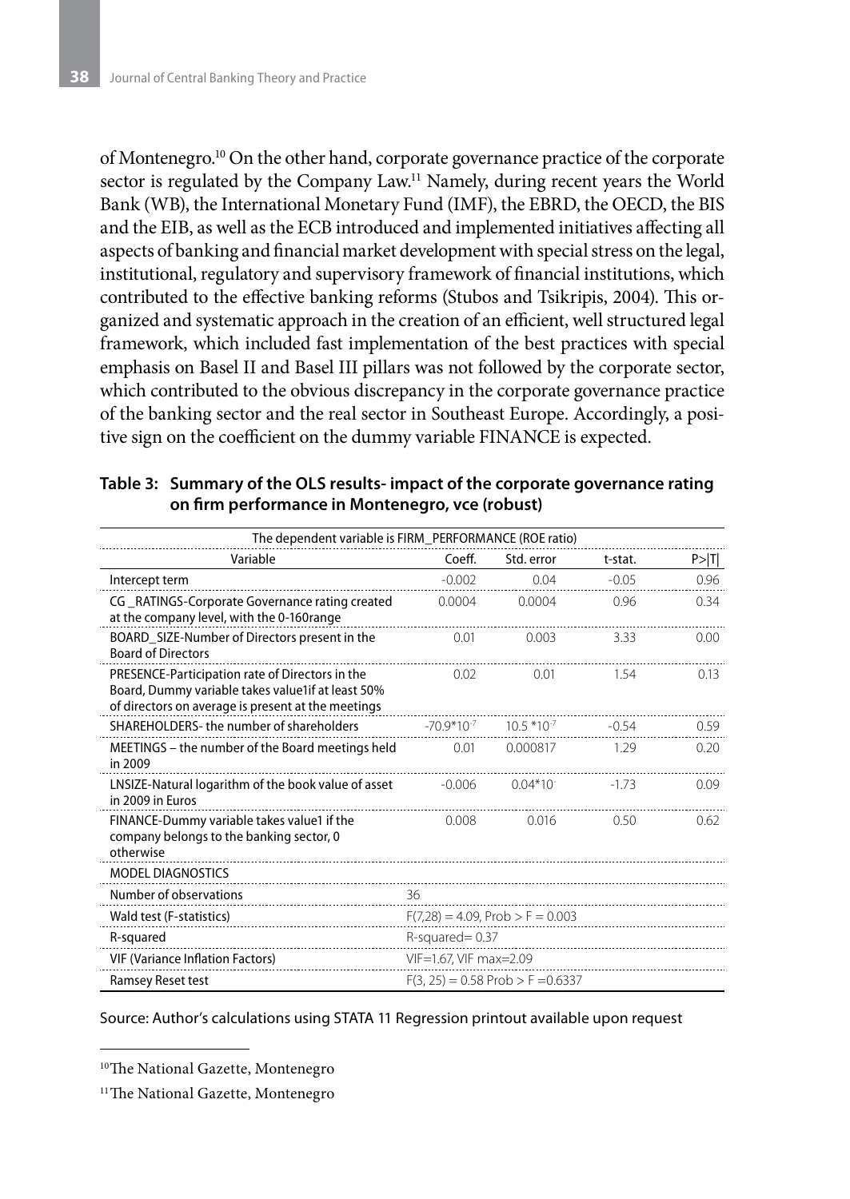of Montenegro.[10] On the other hand, corporate governance practice of the corporate sector is regulated by the Company Law.[11] Namely, during recent years the World Bank (WB), the International Monetary Fund (IMF), the EBRD, the OECD, the BIS and the EIB, as well as the ECB introduced and implemented initiatives affecting all aspects of banking and financial market development with special stress on the legal, institutional, regulatory and supervisory framework of financial institutions, which contributed to the effective banking reforms (Stubos and Tsikripis, 2004). This organized and systematic approach in the creation of an efficient, well structured legal framework, which included fast implementation of the best practices with special emphasis on Basel II and Basel III pillars was not followed by the corporate sector, which contributed to the obvious discrepancy in the corporate governance practice of the banking sector and the real sector in Southeast Europe. Accordingly, a positive sign on the coefficient on the dummy variable FINANCE is expected.

**Table 3: Summary of the OLS results- impact of the corporate governance rating on firm performance in Montenegro, vce (robust)**

| The dependent variable is FIRM_PERFORMANCE (ROE ratio) | | | | |
|---|---|---|---|---|
| Variable | Coeff. | Std. error | t-stat. | P>\|T\| |
| Intercept term | -0.002 | 0.04 | -0.05 | 0.96 |
| CG _RATINGS-Corporate Governance rating created at the company level, with the 0-160range | 0.0004 | 0.0004 | 0.96 | 0.34 |
| BOARD_SIZE-Number of Directors present in the Board of Directors | 0.01 | 0.003 | 3.33 | 0.00 |
| PRESENCE-Participation rate of Directors in the Board, Dummy variable takes value1if at least 50% of directors on average is present at the meetings | 0.02 | 0.01 | 1.54 | 0.13 |
| SHAREHOLDERS- the number of shareholders | $-70.9*10^{-7}$ | $10.5*10^{-7}$ | -0.54 | 0.59 |
| MEETINGS – the number of the Board meetings held in 2009 | 0.01 | 0.000817 | 1.29 | 0.20 |
| LNSIZE-Natural logarithm of the book value of asset in 2009 in Euros | -0.006 | $0.04*10^{-}$ | -1.73 | 0.09 |
| FINANCE-Dummy variable takes value1 if the company belongs to the banking sector, 0 otherwise | 0.008 | 0.016 | 0.50 | 0.62 |
| MODEL DIAGNOSTICS | | | | |
| Number of observations | 36 | | | |
| Wald test (F-statistics) | $F(7,28) = 4.09$, Prob > F = 0.003 | | | |
| R-squared | R-squared= 0.37 | | | |
| VIF (Variance Inflation Factors) | VIF=1.67, VIF max=2.09 | | | |
| Ramsey Reset test | $F(3, 25) = 0.58$ Prob > F =0.6337 | | | |

Source: Author's calculations using STATA 11 Regression printout available upon request

[10] The National Gazette, Montenegro

[11] The National Gazette, Montenegro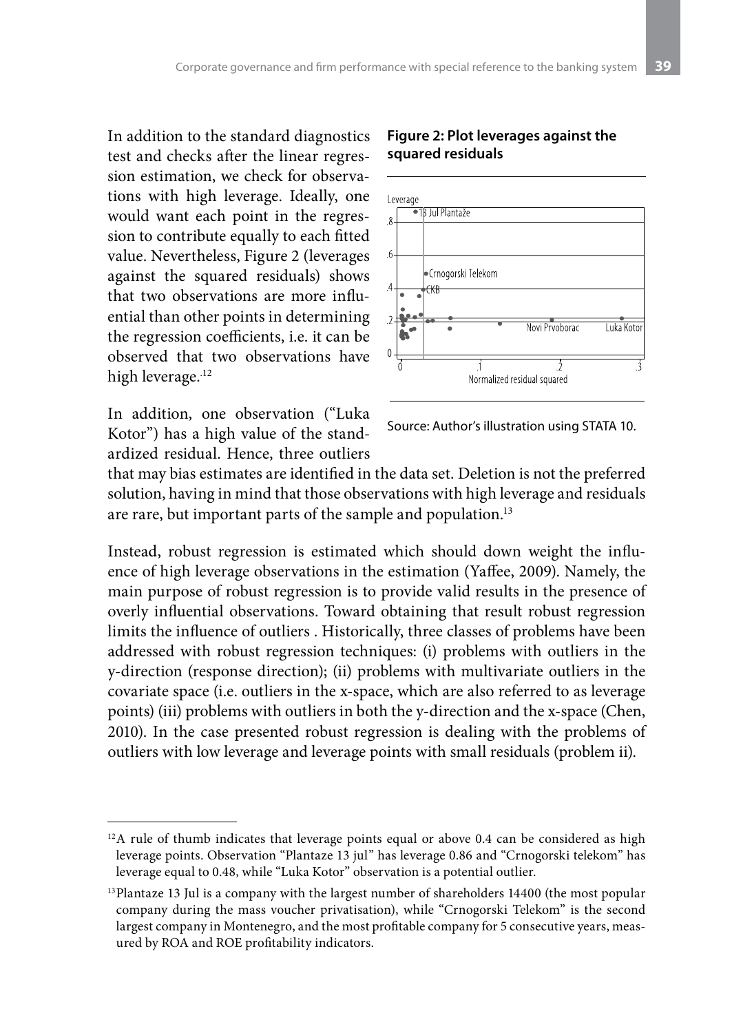In addition to the standard diagnostics test and checks after the linear regression estimation, we check for observations with high leverage. Ideally, one would want each point in the regression to contribute equally to each fitted value. Nevertheless, Figure 2 (leverages against the squared residuals) shows that two observations are more influential than other points in determining the regression coefficients, i.e. it can be observed that two observations have high leverage.[12]

**Figure 2: Plot leverages against the squared residuals**

Source: Author's illustration using STATA 10.

In addition, one observation ("Luka Kotor") has a high value of the standardized residual. Hence, three outliers that may bias estimates are identified in the data set. Deletion is not the preferred solution, having in mind that those observations with high leverage and residuals are rare, but important parts of the sample and population.[13]

Instead, robust regression is estimated which should down weight the influence of high leverage observations in the estimation (Yaffee, 2009). Namely, the main purpose of robust regression is to provide valid results in the presence of overly influential observations. Toward obtaining that result robust regression limits the influence of outliers . Historically, three classes of problems have been addressed with robust regression techniques: (i) problems with outliers in the y-direction (response direction); (ii) problems with multivariate outliers in the covariate space (i.e. outliers in the x-space, which are also referred to as leverage points) (iii) problems with outliers in both the y-direction and the x-space (Chen, 2010). In the case presented robust regression is dealing with the problems of outliers with low leverage and leverage points with small residuals (problem ii).

---

[12] A rule of thumb indicates that leverage points equal or above 0.4 can be considered as high leverage points. Observation "Plantaze 13 jul" has leverage 0.86 and "Crnogorski telekom" has leverage equal to 0.48, while "Luka Kotor" observation is a potential outlier.

[13] Plantaze 13 Jul is a company with the largest number of shareholders 14400 (the most popular company during the mass voucher privatisation), while "Crnogorski Telekom" is the second largest company in Montenegro, and the most profitable company for 5 consecutive years, measured by ROA and ROE profitability indicators.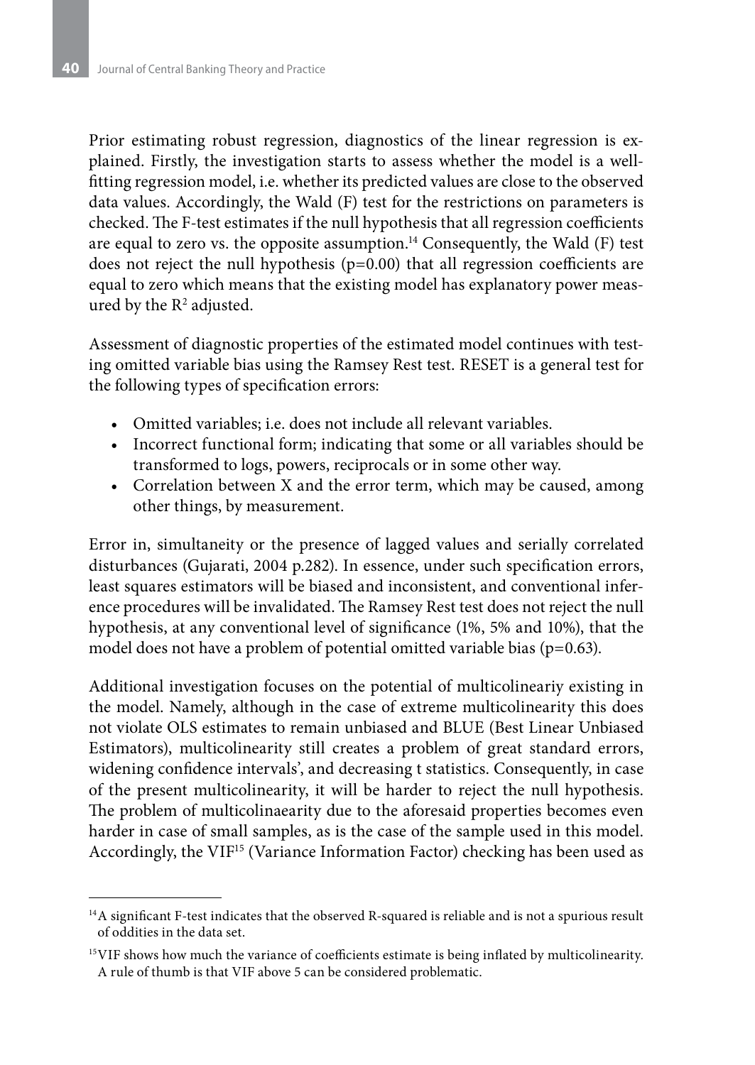Prior estimating robust regression, diagnostics of the linear regression is explained. Firstly, the investigation starts to assess whether the model is a well-fitting regression model, i.e. whether its predicted values are close to the observed data values. Accordingly, the Wald (F) test for the restrictions on parameters is checked. The F-test estimates if the null hypothesis that all regression coefficients are equal to zero vs. the opposite assumption.[14] Consequently, the Wald (F) test does not reject the null hypothesis ($p=0.00$) that all regression coefficients are equal to zero which means that the existing model has explanatory power measured by the $R^2$ adjusted.

Assessment of diagnostic properties of the estimated model continues with testing omitted variable bias using the Ramsey Rest test. RESET is a general test for the following types of specification errors:

- Omitted variables; i.e. does not include all relevant variables.
- Incorrect functional form; indicating that some or all variables should be transformed to logs, powers, reciprocals or in some other way.
- Correlation between X and the error term, which may be caused, among other things, by measurement.

Error in, simultaneity or the presence of lagged values and serially correlated disturbances (Gujarati, 2004 p.282). In essence, under such specification errors, least squares estimators will be biased and inconsistent, and conventional inference procedures will be invalidated. The Ramsey Rest test does not reject the null hypothesis, at any conventional level of significance (1%, 5% and 10%), that the model does not have a problem of potential omitted variable bias ($p=0.63$).

Additional investigation focuses on the potential of multicolineariy existing in the model. Namely, although in the case of extreme multicolinearity this does not violate OLS estimates to remain unbiased and BLUE (Best Linear Unbiased Estimators), multicolinearity still creates a problem of great standard errors, widening confidence intervals', and decreasing t statistics. Consequently, in case of the present multicolinearity, it will be harder to reject the null hypothesis. The problem of multicolinaearity due to the aforesaid properties becomes even harder in case of small samples, as is the case of the sample used in this model. Accordingly, the VIF[15] (Variance Information Factor) checking has been used as

---

[14] A significant F-test indicates that the observed R-squared is reliable and is not a spurious result of oddities in the data set.

[15] VIF shows how much the variance of coefficients estimate is being inflated by multicolinearity. A rule of thumb is that VIF above 5 can be considered problematic.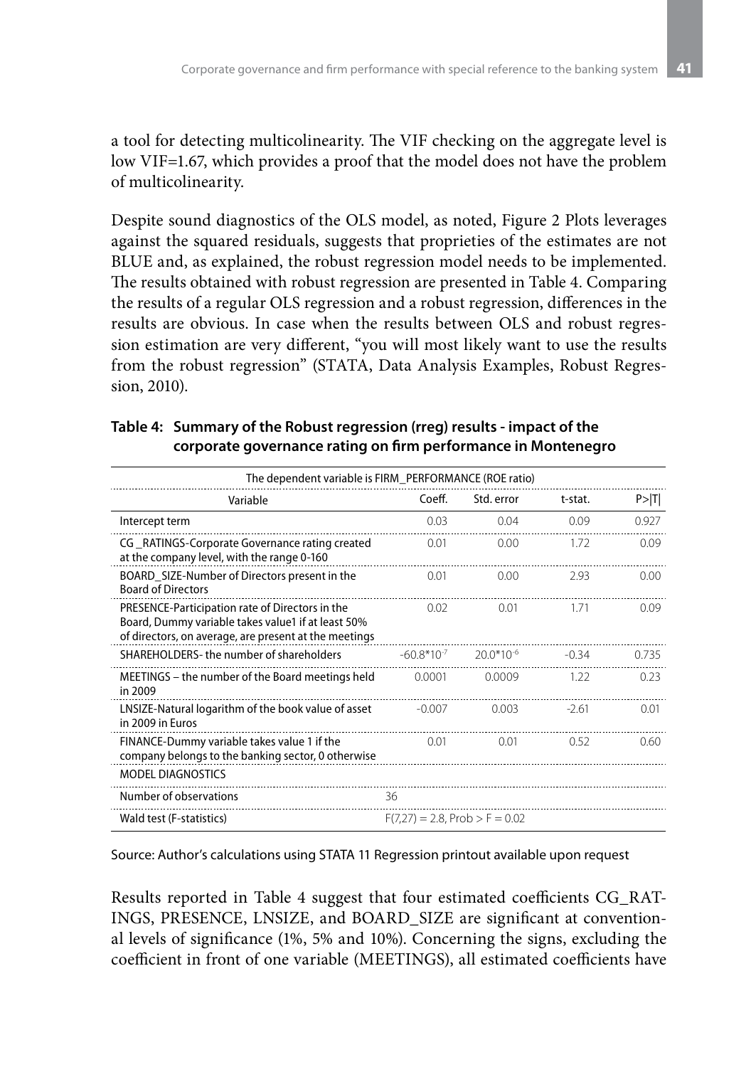a tool for detecting multicolinearity. The VIF checking on the aggregate level is low VIF=1.67, which provides a proof that the model does not have the problem of multicolinearity.

Despite sound diagnostics of the OLS model, as noted, Figure 2 Plots leverages against the squared residuals, suggests that proprieties of the estimates are not BLUE and, as explained, the robust regression model needs to be implemented. The results obtained with robust regression are presented in Table 4. Comparing the results of a regular OLS regression and a robust regression, differences in the results are obvious. In case when the results between OLS and robust regression estimation are very different, "you will most likely want to use the results from the robust regression" (STATA, Data Analysis Examples, Robust Regression, 2010).

**Table 4: Summary of the Robust regression (rreg) results - impact of the corporate governance rating on firm performance in Montenegro**

| The dependent variable is FIRM_PERFORMANCE (ROE ratio) | | | | |
|---|---|---|---|---|
| Variable | Coeff. | Std. error | t-stat. | P>\|T\| |
| Intercept term | 0.03 | 0.04 | 0.09 | 0.927 |
| CG _RATINGS-Corporate Governance rating created at the company level, with the range 0-160 | 0.01 | 0.00 | 1.72 | 0.09 |
| BOARD_SIZE-Number of Directors present in the Board of Directors | 0.01 | 0.00 | 2.93 | 0.00 |
| PRESENCE-Participation rate of Directors in the Board, Dummy variable takes value1 if at least 50% of directors, on average, are present at the meetings | 0.02 | 0.01 | 1.71 | 0.09 |
| SHAREHOLDERS- the number of shareholders | $-60.8 \times 10^{-7}$ | $20.0 \times 10^{-6}$ | -0.34 | 0.735 |
| MEETINGS – the number of the Board meetings held in 2009 | 0.0001 | 0.0009 | 1.22 | 0.23 |
| LNSIZE-Natural logarithm of the book value of asset in 2009 in Euros | -0.007 | 0.003 | -2.61 | 0.01 |
| FINANCE-Dummy variable takes value 1 if the company belongs to the banking sector, 0 otherwise | 0.01 | 0.01 | 0.52 | 0.60 |
| MODEL DIAGNOSTICS | | | | |
| Number of observations | 36 | | | |
| Wald test (F-statistics) | $F(7,27) = 2.8$, Prob > F = 0.02 | | | |

Source: Author's calculations using STATA 11 Regression printout available upon request

Results reported in Table 4 suggest that four estimated coefficients CG_RATINGS, PRESENCE, LNSIZE, and BOARD_SIZE are significant at conventional levels of significance (1%, 5% and 10%). Concerning the signs, excluding the coefficient in front of one variable (MEETINGS), all estimated coefficients have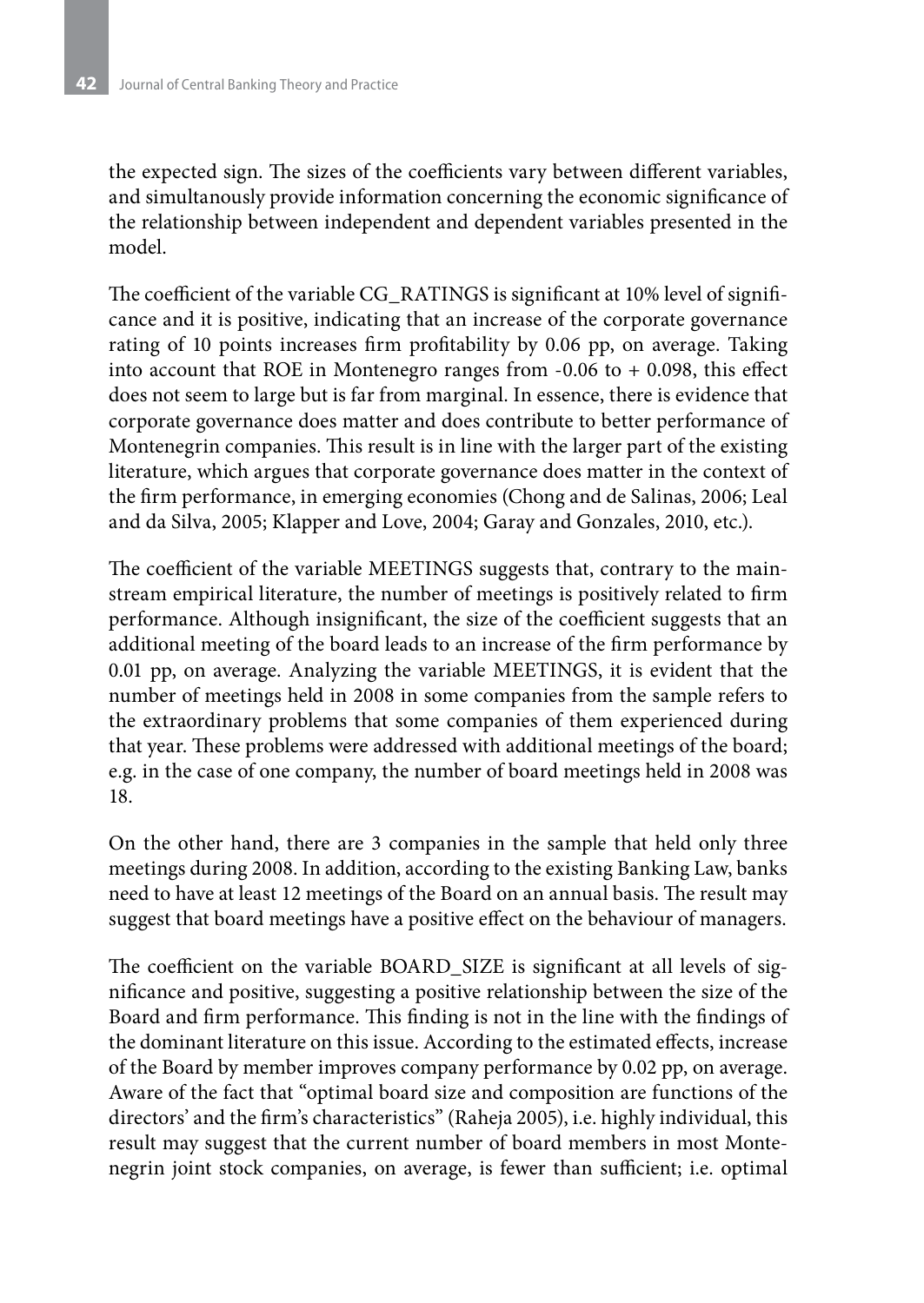the expected sign. The sizes of the coefficients vary between different variables, and simultanously provide information concerning the economic significance of the relationship between independent and dependent variables presented in the model.

The coefficient of the variable CG_RATINGS is significant at 10% level of significance and it is positive, indicating that an increase of the corporate governance rating of 10 points increases firm profitability by 0.06 pp, on average. Taking into account that ROE in Montenegro ranges from -0.06 to + 0.098, this effect does not seem to large but is far from marginal. In essence, there is evidence that corporate governance does matter and does contribute to better performance of Montenegrin companies. This result is in line with the larger part of the existing literature, which argues that corporate governance does matter in the context of the firm performance, in emerging economies (Chong and de Salinas, 2006; Leal and da Silva, 2005; Klapper and Love, 2004; Garay and Gonzales, 2010, etc.).

The coefficient of the variable MEETINGS suggests that, contrary to the mainstream empirical literature, the number of meetings is positively related to firm performance. Although insignificant, the size of the coefficient suggests that an additional meeting of the board leads to an increase of the firm performance by 0.01 pp, on average. Analyzing the variable MEETINGS, it is evident that the number of meetings held in 2008 in some companies from the sample refers to the extraordinary problems that some companies of them experienced during that year. These problems were addressed with additional meetings of the board; e.g. in the case of one company, the number of board meetings held in 2008 was 18.

On the other hand, there are 3 companies in the sample that held only three meetings during 2008. In addition, according to the existing Banking Law, banks need to have at least 12 meetings of the Board on an annual basis. The result may suggest that board meetings have a positive effect on the behaviour of managers.

The coefficient on the variable BOARD_SIZE is significant at all levels of significance and positive, suggesting a positive relationship between the size of the Board and firm performance. This finding is not in the line with the findings of the dominant literature on this issue. According to the estimated effects, increase of the Board by member improves company performance by 0.02 pp, on average. Aware of the fact that "optimal board size and composition are functions of the directors' and the firm's characteristics" (Raheja 2005), i.e. highly individual, this result may suggest that the current number of board members in most Montenegrin joint stock companies, on average, is fewer than sufficient; i.e. optimal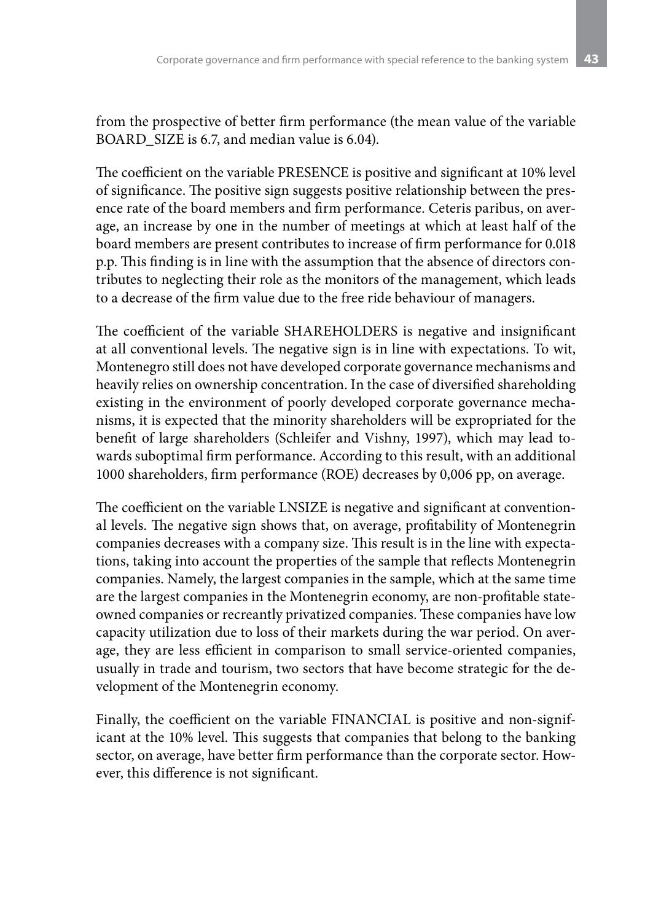from the prospective of better firm performance (the mean value of the variable BOARD_SIZE is 6.7, and median value is 6.04).

The coefficient on the variable PRESENCE is positive and significant at 10% level of significance. The positive sign suggests positive relationship between the presence rate of the board members and firm performance. Ceteris paribus, on average, an increase by one in the number of meetings at which at least half of the board members are present contributes to increase of firm performance for 0.018 p.p. This finding is in line with the assumption that the absence of directors contributes to neglecting their role as the monitors of the management, which leads to a decrease of the firm value due to the free ride behaviour of managers.

The coefficient of the variable SHAREHOLDERS is negative and insignificant at all conventional levels. The negative sign is in line with expectations. To wit, Montenegro still does not have developed corporate governance mechanisms and heavily relies on ownership concentration. In the case of diversified shareholding existing in the environment of poorly developed corporate governance mechanisms, it is expected that the minority shareholders will be expropriated for the benefit of large shareholders (Schleifer and Vishny, 1997), which may lead towards suboptimal firm performance. According to this result, with an additional 1000 shareholders, firm performance (ROE) decreases by 0,006 pp, on average.

The coefficient on the variable LNSIZE is negative and significant at conventional levels. The negative sign shows that, on average, profitability of Montenegrin companies decreases with a company size. This result is in the line with expectations, taking into account the properties of the sample that reflects Montenegrin companies. Namely, the largest companies in the sample, which at the same time are the largest companies in the Montenegrin economy, are non-profitable state-owned companies or recreantly privatized companies. These companies have low capacity utilization due to loss of their markets during the war period. On average, they are less efficient in comparison to small service-oriented companies, usually in trade and tourism, two sectors that have become strategic for the development of the Montenegrin economy.

Finally, the coefficient on the variable FINANCIAL is positive and non-significant at the 10% level. This suggests that companies that belong to the banking sector, on average, have better firm performance than the corporate sector. However, this difference is not significant.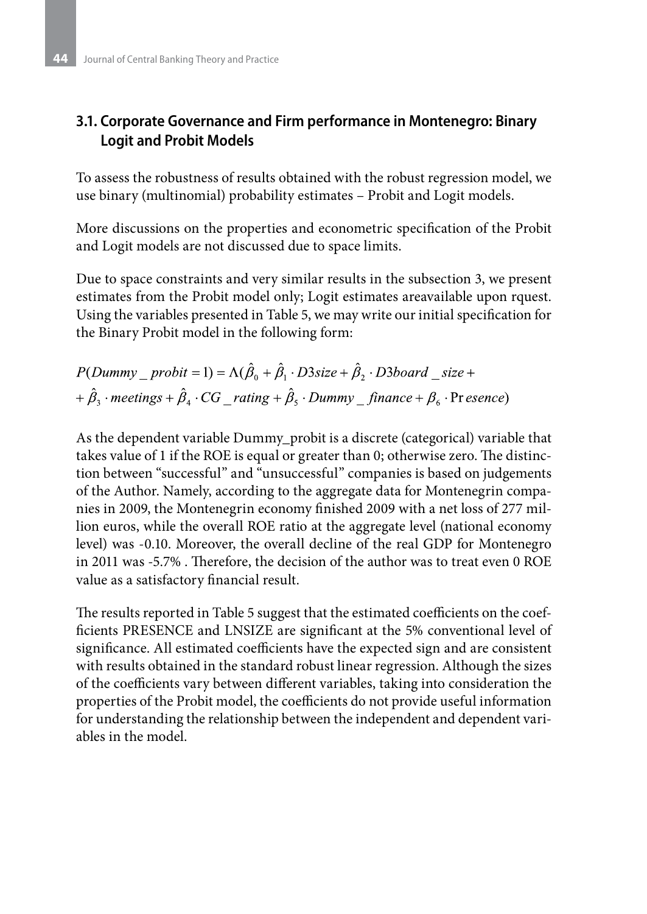### 3.1. Corporate Governance and Firm performance in Montenegro: Binary Logit and Probit Models

To assess the robustness of results obtained with the robust regression model, we use binary (multinomial) probability estimates – Probit and Logit models.

More discussions on the properties and econometric specification of the Probit and Logit models are not discussed due to space limits.

Due to space constraints and very similar results in the subsection 3, we present estimates from the Probit model only; Logit estimates areavailable upon rquest. Using the variables presented in Table 5, we may write our initial specification for the Binary Probit model in the following form:

$$P(Dummy\_probit = 1) = \Lambda(\hat{\beta}_0 + \hat{\beta}_1 \cdot D3size + \hat{\beta}_2 \cdot D3board\_size + \\ + \hat{\beta}_3 \cdot meetings + \hat{\beta}_4 \cdot CG\_rating + \hat{\beta}_5 \cdot Dummy\_finance + \beta_6 \cdot \Pr esence)$$

As the dependent variable Dummy_probit is a discrete (categorical) variable that takes value of 1 if the ROE is equal or greater than 0; otherwise zero. The distinction between "successful" and "unsuccessful" companies is based on judgements of the Author. Namely, according to the aggregate data for Montenegrin companies in 2009, the Montenegrin economy finished 2009 with a net loss of 277 million euros, while the overall ROE ratio at the aggregate level (national economy level) was -0.10. Moreover, the overall decline of the real GDP for Montenegro in 2011 was -5.7% . Therefore, the decision of the author was to treat even 0 ROE value as a satisfactory financial result.

The results reported in Table 5 suggest that the estimated coefficients on the coefficients PRESENCE and LNSIZE are significant at the 5% conventional level of significance. All estimated coefficients have the expected sign and are consistent with results obtained in the standard robust linear regression. Although the sizes of the coefficients vary between different variables, taking into consideration the properties of the Probit model, the coefficients do not provide useful information for understanding the relationship between the independent and dependent variables in the model.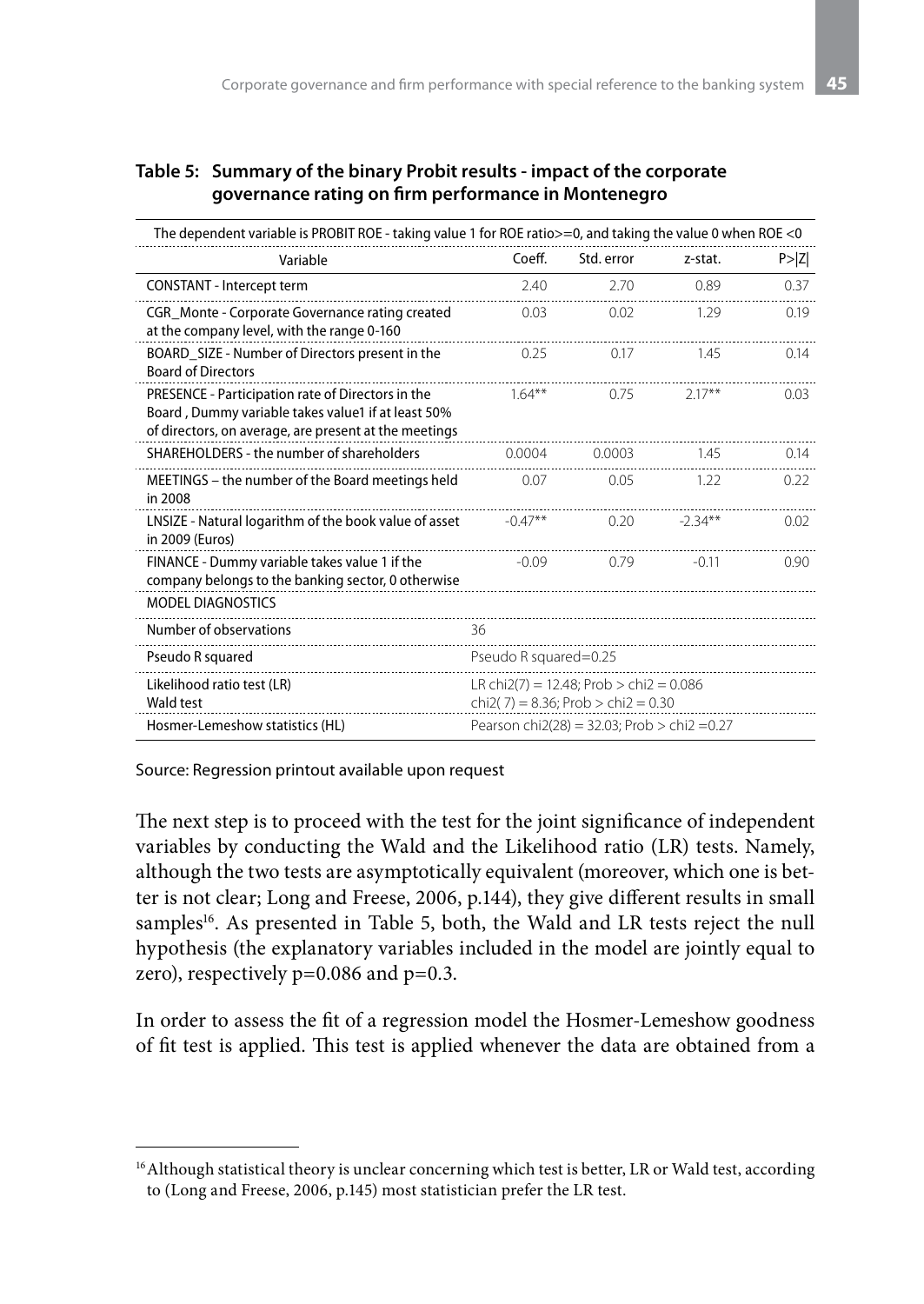**Table 5: Summary of the binary Probit results - impact of the corporate governance rating on firm performance in Montenegro**

| The dependent variable is PROBIT ROE - taking value 1 for ROE ratio>=0, and taking the value 0 when ROE <0 | | | | |
|---|---|---|---|---|
| Variable | Coeff. | Std. error | z-stat. | P>\|Z\| |
| CONSTANT - Intercept term | 2.40 | 2.70 | 0.89 | 0.37 |
| CGR_Monte - Corporate Governance rating created at the company level, with the range 0-160 | 0.03 | 0.02 | 1.29 | 0.19 |
| BOARD_SIZE - Number of Directors present in the Board of Directors | 0.25 | 0.17 | 1.45 | 0.14 |
| PRESENCE - Participation rate of Directors in the Board , Dummy variable takes value1 if at least 50% of directors, on average, are present at the meetings | 1.64** | 0.75 | 2.17** | 0.03 |
| SHAREHOLDERS - the number of shareholders | 0.0004 | 0.0003 | 1.45 | 0.14 |
| MEETINGS – the number of the Board meetings held in 2008 | 0.07 | 0.05 | 1.22 | 0.22 |
| LNSIZE - Natural logarithm of the book value of asset in 2009 (Euros) | -0.47** | 0.20 | -2.34** | 0.02 |
| FINANCE - Dummy variable takes value 1 if the company belongs to the banking sector, 0 otherwise | -0.09 | 0.79 | -0.11 | 0.90 |
| MODEL DIAGNOSTICS | | | | |
| Number of observations | 36 | | | |
| Pseudo R squared | Pseudo R squared=0.25 | | | |
| Likelihood ratio test (LR)<br>Wald test | LR chi2(7) = 12.48; Prob > chi2 = 0.086<br>chi2( 7) = 8.36; Prob > chi2 = 0.30 | | | |
| Hosmer-Lemeshow statistics (HL) | Pearson chi2(28) = 32.03; Prob > chi2 =0.27 | | | |

Source: Regression printout available upon request

The next step is to proceed with the test for the joint significance of independent variables by conducting the Wald and the Likelihood ratio (LR) tests. Namely, although the two tests are asymptotically equivalent (moreover, which one is better is not clear; Long and Freese, 2006, p.144), they give different results in small samples[16]. As presented in Table 5, both, the Wald and LR tests reject the null hypothesis (the explanatory variables included in the model are jointly equal to zero), respectively $p=0.086$ and $p=0.3$.

In order to assess the fit of a regression model the Hosmer-Lemeshow goodness of fit test is applied. This test is applied whenever the data are obtained from a

[16] Although statistical theory is unclear concerning which test is better, LR or Wald test, according to (Long and Freese, 2006, p.145) most statistician prefer the LR test.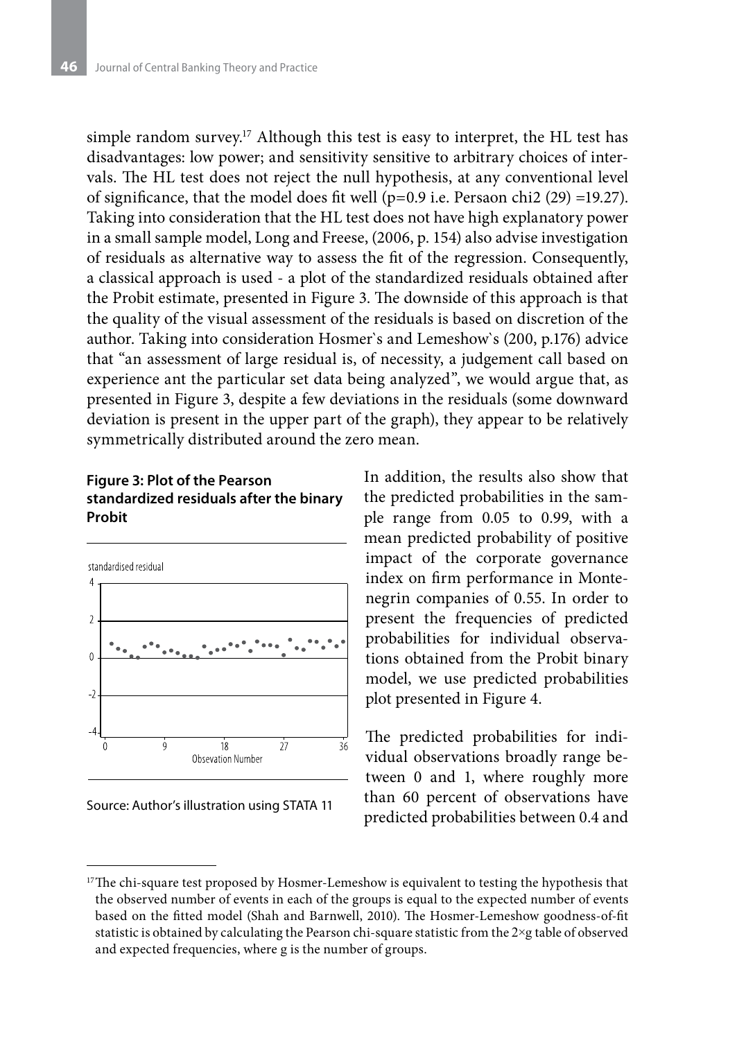simple random survey.[17] Although this test is easy to interpret, the HL test has disadvantages: low power; and sensitivity sensitive to arbitrary choices of intervals. The HL test does not reject the null hypothesis, at any conventional level of significance, that the model does fit well (p=0.9 i.e. Persaon chi2 (29) =19.27). Taking into consideration that the HL test does not have high explanatory power in a small sample model, Long and Freese, (2006, p. 154) also advise investigation of residuals as alternative way to assess the fit of the regression. Consequently, a classical approach is used - a plot of the standardized residuals obtained after the Probit estimate, presented in Figure 3. The downside of this approach is that the quality of the visual assessment of the residuals is based on discretion of the author. Taking into consideration Hosmer`s and Lemeshow`s (200, p.176) advice that "an assessment of large residual is, of necessity, a judgement call based on experience ant the particular set data being analyzed", we would argue that, as presented in Figure 3, despite a few deviations in the residuals (some downward deviation is present in the upper part of the graph), they appear to be relatively symmetrically distributed around the zero mean.

**Figure 3: Plot of the Pearson standardized residuals after the binary Probit**

Source: Author's illustration using STATA 11

In addition, the results also show that the predicted probabilities in the sample range from 0.05 to 0.99, with a mean predicted probability of positive impact of the corporate governance index on firm performance in Montenegrin companies of 0.55. In order to present the frequencies of predicted probabilities for individual observations obtained from the Probit binary model, we use predicted probabilities plot presented in Figure 4.

The predicted probabilities for individual observations broadly range between 0 and 1, where roughly more than 60 percent of observations have predicted probabilities between 0.4 and

---

[17] The chi-square test proposed by Hosmer-Lemeshow is equivalent to testing the hypothesis that the observed number of events in each of the groups is equal to the expected number of events based on the fitted model (Shah and Barnwell, 2010). The Hosmer-Lemeshow goodness-of-fit statistic is obtained by calculating the Pearson chi-square statistic from the 2×g table of observed and expected frequencies, where g is the number of groups.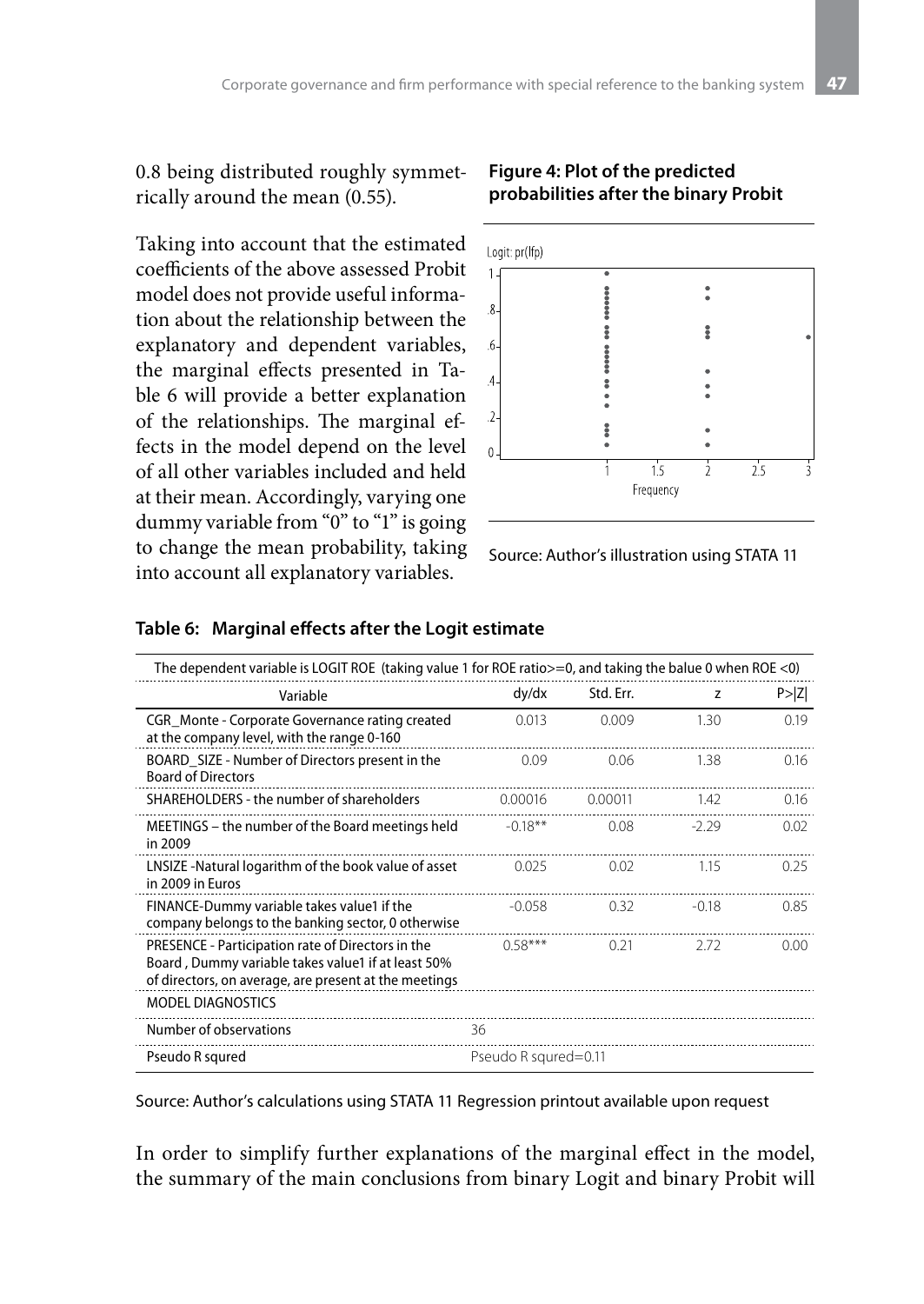0.8 being distributed roughly symmetrically around the mean (0.55).

Taking into account that the estimated coefficients of the above assessed Probit model does not provide useful information about the relationship between the explanatory and dependent variables, the marginal effects presented in Table 6 will provide a better explanation of the relationships. The marginal effects in the model depend on the level of all other variables included and held at their mean. Accordingly, varying one dummy variable from "0" to "1" is going to change the mean probability, taking into account all explanatory variables.

**Figure 4: Plot of the predicted probabilities after the binary Probit**

Source: Author's illustration using STATA 11

**Table 6: Marginal effects after the Logit estimate**

| The dependent variable is LOGIT ROE (taking value 1 for ROE ratio>=0, and taking the balue 0 when ROE <0) | | | | |
|---|---|---|---|---|
| Variable | dy/dx | Std. Err. | z | P>\|Z\| |
| CGR_Monte - Corporate Governance rating created at the company level, with the range 0-160 | 0.013 | 0.009 | 1.30 | 0.19 |
| BOARD_SIZE - Number of Directors present in the Board of Directors | 0.09 | 0.06 | 1.38 | 0.16 |
| SHAREHOLDERS - the number of shareholders | 0.00016 | 0.00011 | 1.42 | 0.16 |
| MEETINGS – the number of the Board meetings held in 2009 | -0.18** | 0.08 | -2.29 | 0.02 |
| LNSIZE -Natural logarithm of the book value of asset in 2009 in Euros | 0.025 | 0.02 | 1.15 | 0.25 |
| FINANCE-Dummy variable takes value1 if the company belongs to the banking sector, 0 otherwise | -0.058 | 0.32 | -0.18 | 0.85 |
| PRESENCE - Participation rate of Directors in the Board , Dummy variable takes value1 if at least 50% of directors, on average, are present at the meetings | 0.58*** | 0.21 | 2.72 | 0.00 |
| MODEL DIAGNOSTICS | | | | |
| Number of observations | 36 | | | |
| Pseudo R squred | Pseudo R squred=0.11 | | | |

Source: Author's calculations using STATA 11 Regression printout available upon request

In order to simplify further explanations of the marginal effect in the model, the summary of the main conclusions from binary Logit and binary Probit will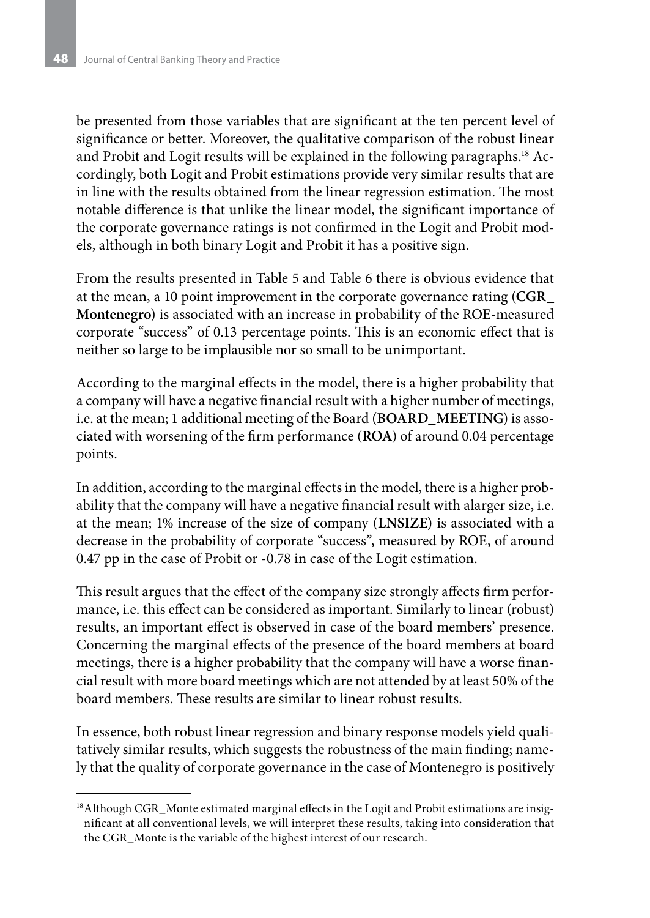be presented from those variables that are significant at the ten percent level of significance or better. Moreover, the qualitative comparison of the robust linear and Probit and Logit results will be explained in the following paragraphs.[18] Accordingly, both Logit and Probit estimations provide very similar results that are in line with the results obtained from the linear regression estimation. The most notable difference is that unlike the linear model, the significant importance of the corporate governance ratings is not confirmed in the Logit and Probit models, although in both binary Logit and Probit it has a positive sign.

From the results presented in Table 5 and Table 6 there is obvious evidence that at the mean, a 10 point improvement in the corporate governance rating (**CGR_Montenegro**) is associated with an increase in probability of the ROE-measured corporate "success" of 0.13 percentage points. This is an economic effect that is neither so large to be implausible nor so small to be unimportant.

According to the marginal effects in the model, there is a higher probability that a company will have a negative financial result with a higher number of meetings, i.e. at the mean; 1 additional meeting of the Board (**BOARD_MEETING**) is associated with worsening of the firm performance (**ROA**) of around 0.04 percentage points.

In addition, according to the marginal effects in the model, there is a higher probability that the company will have a negative financial result with alarger size, i.e. at the mean; 1% increase of the size of company (**LNSIZE**) is associated with a decrease in the probability of corporate "success", measured by ROE, of around 0.47 pp in the case of Probit or -0.78 in case of the Logit estimation.

This result argues that the effect of the company size strongly affects firm performance, i.e. this effect can be considered as important. Similarly to linear (robust) results, an important effect is observed in case of the board members' presence. Concerning the marginal effects of the presence of the board members at board meetings, there is a higher probability that the company will have a worse financial result with more board meetings which are not attended by at least 50% of the board members. These results are similar to linear robust results.

In essence, both robust linear regression and binary response models yield qualitatively similar results, which suggests the robustness of the main finding; namely that the quality of corporate governance in the case of Montenegro is positively

[18] Although CGR_Monte estimated marginal effects in the Logit and Probit estimations are insignificant at all conventional levels, we will interpret these results, taking into consideration that the CGR_Monte is the variable of the highest interest of our research.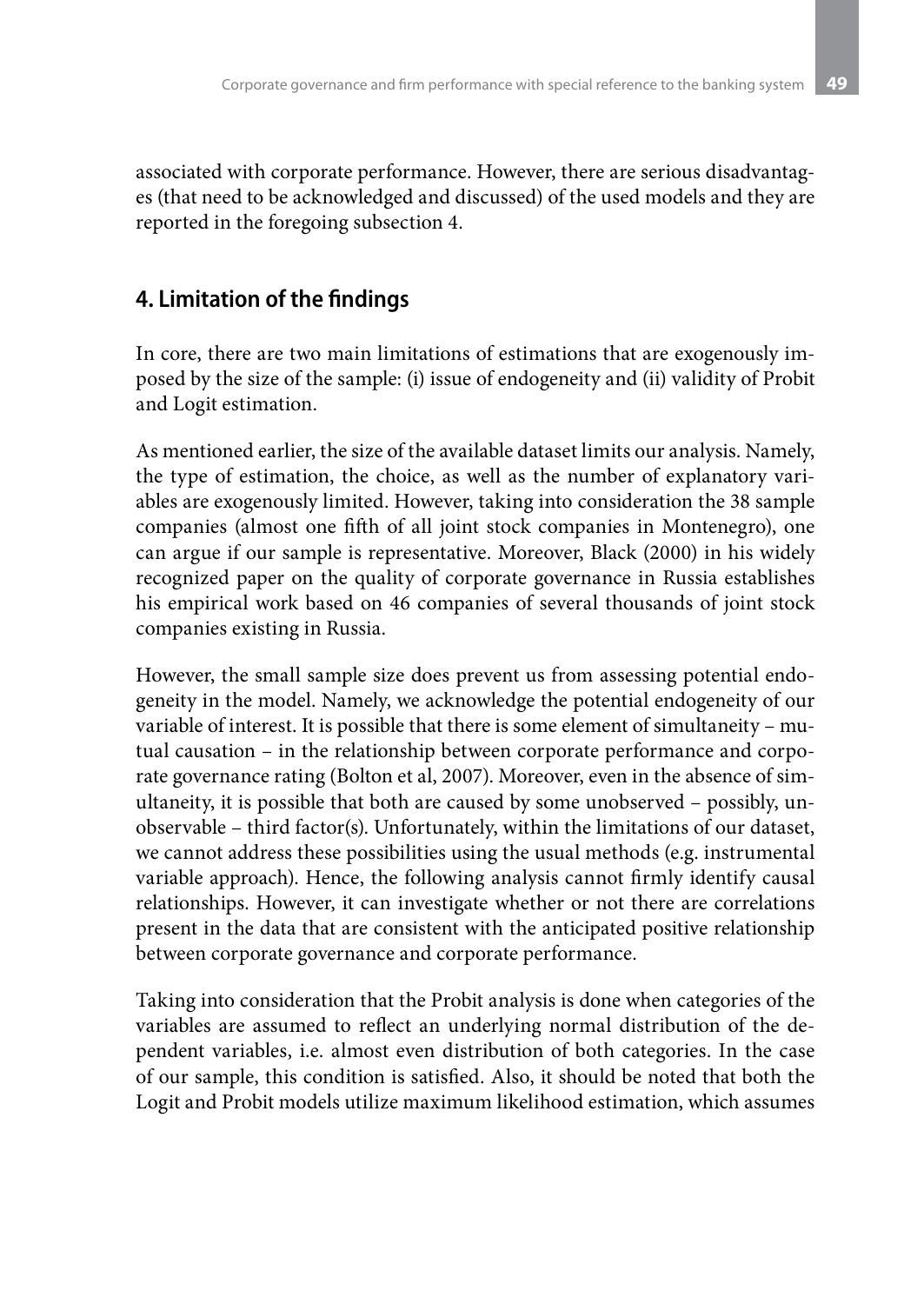associated with corporate performance. However, there are serious disadvantages (that need to be acknowledged and discussed) of the used models and they are reported in the foregoing subsection 4.

## 4. Limitation of the findings

In core, there are two main limitations of estimations that are exogenously imposed by the size of the sample: (i) issue of endogeneity and (ii) validity of Probit and Logit estimation.

As mentioned earlier, the size of the available dataset limits our analysis. Namely, the type of estimation, the choice, as well as the number of explanatory variables are exogenously limited. However, taking into consideration the 38 sample companies (almost one fifth of all joint stock companies in Montenegro), one can argue if our sample is representative. Moreover, Black (2000) in his widely recognized paper on the quality of corporate governance in Russia establishes his empirical work based on 46 companies of several thousands of joint stock companies existing in Russia.

However, the small sample size does prevent us from assessing potential endogeneity in the model. Namely, we acknowledge the potential endogeneity of our variable of interest. It is possible that there is some element of simultaneity – mutual causation – in the relationship between corporate performance and corporate governance rating (Bolton et al, 2007). Moreover, even in the absence of simultaneity, it is possible that both are caused by some unobserved – possibly, unobservable – third factor(s). Unfortunately, within the limitations of our dataset, we cannot address these possibilities using the usual methods (e.g. instrumental variable approach). Hence, the following analysis cannot firmly identify causal relationships. However, it can investigate whether or not there are correlations present in the data that are consistent with the anticipated positive relationship between corporate governance and corporate performance.

Taking into consideration that the Probit analysis is done when categories of the variables are assumed to reflect an underlying normal distribution of the dependent variables, i.e. almost even distribution of both categories. In the case of our sample, this condition is satisfied. Also, it should be noted that both the Logit and Probit models utilize maximum likelihood estimation, which assumes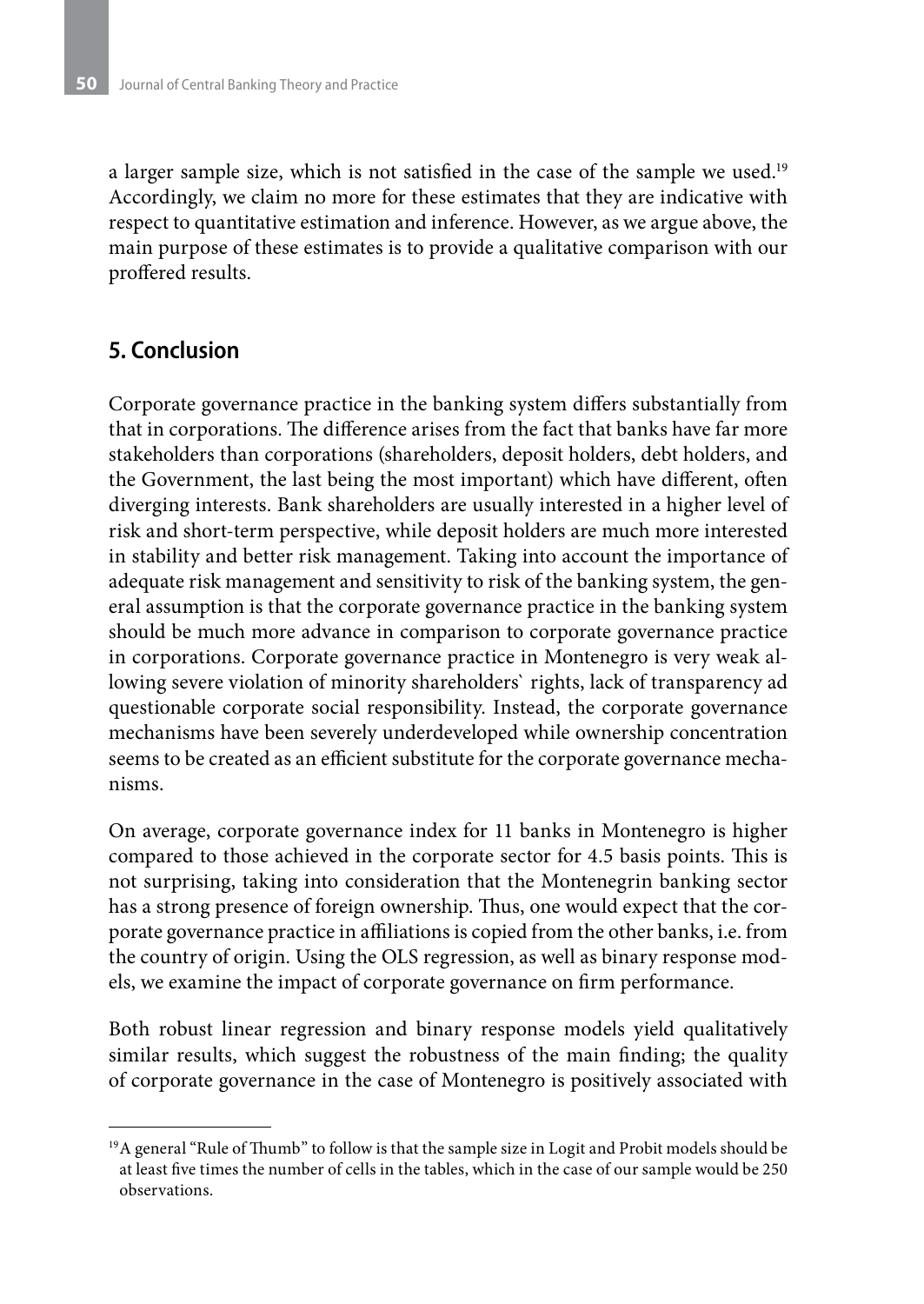a larger sample size, which is not satisfied in the case of the sample we used.[19] Accordingly, we claim no more for these estimates that they are indicative with respect to quantitative estimation and inference. However, as we argue above, the main purpose of these estimates is to provide a qualitative comparison with our proffered results.

## 5. Conclusion

Corporate governance practice in the banking system differs substantially from that in corporations. The difference arises from the fact that banks have far more stakeholders than corporations (shareholders, deposit holders, debt holders, and the Government, the last being the most important) which have different, often diverging interests. Bank shareholders are usually interested in a higher level of risk and short-term perspective, while deposit holders are much more interested in stability and better risk management. Taking into account the importance of adequate risk management and sensitivity to risk of the banking system, the general assumption is that the corporate governance practice in the banking system should be much more advance in comparison to corporate governance practice in corporations. Corporate governance practice in Montenegro is very weak allowing severe violation of minority shareholders` rights, lack of transparency ad questionable corporate social responsibility. Instead, the corporate governance mechanisms have been severely underdeveloped while ownership concentration seems to be created as an efficient substitute for the corporate governance mechanisms.

On average, corporate governance index for 11 banks in Montenegro is higher compared to those achieved in the corporate sector for 4.5 basis points. This is not surprising, taking into consideration that the Montenegrin banking sector has a strong presence of foreign ownership. Thus, one would expect that the corporate governance practice in affiliations is copied from the other banks, i.e. from the country of origin. Using the OLS regression, as well as binary response models, we examine the impact of corporate governance on firm performance.

Both robust linear regression and binary response models yield qualitatively similar results, which suggest the robustness of the main finding; the quality of corporate governance in the case of Montenegro is positively associated with

---

[19] A general "Rule of Thumb" to follow is that the sample size in Logit and Probit models should be at least five times the number of cells in the tables, which in the case of our sample would be 250 observations.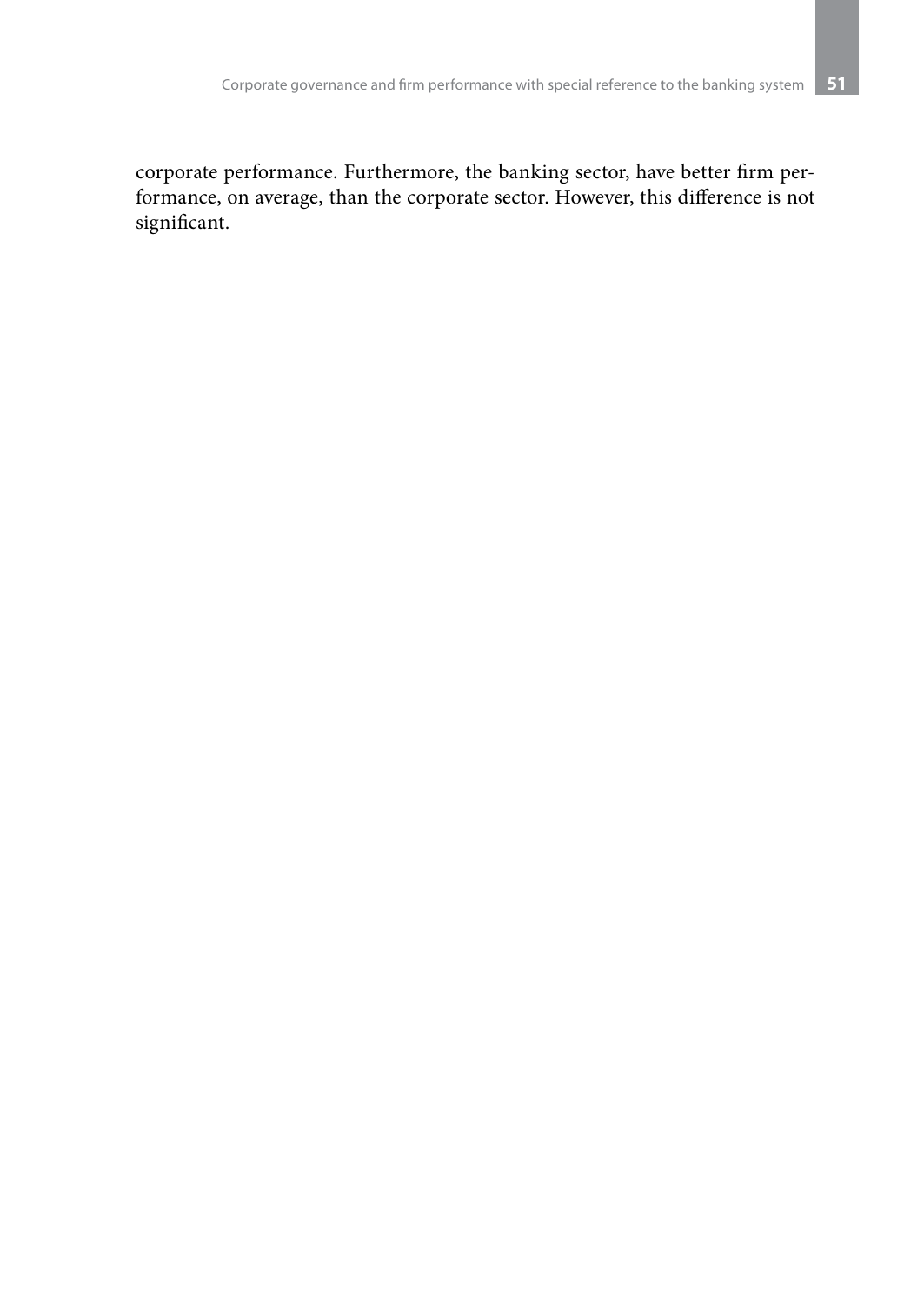corporate performance. Furthermore, the banking sector, have better firm performance, on average, than the corporate sector. However, this difference is not significant.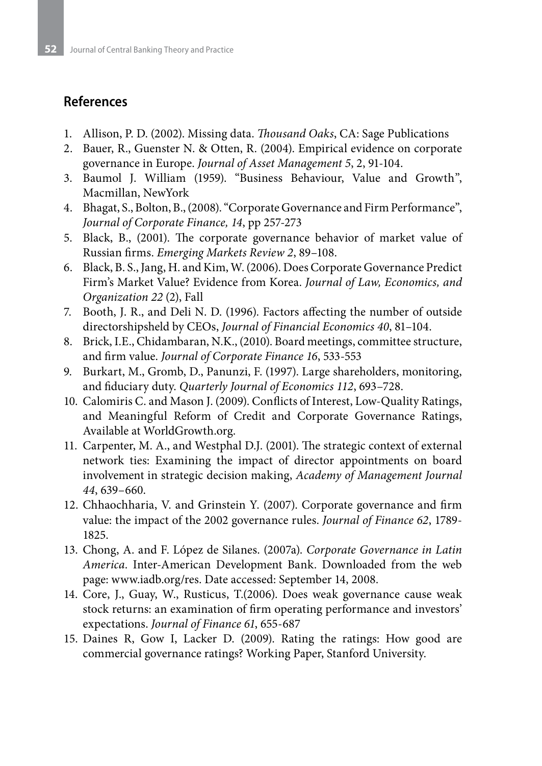## References

1. Allison, P. D. (2002). Missing data. *Thousand Oaks*, CA: Sage Publications
2. Bauer, R., Guenster N. & Otten, R. (2004). Empirical evidence on corporate governance in Europe. *Journal of Asset Management 5*, 2, 91-104.
3. Baumol J. William (1959). "Business Behaviour, Value and Growth", Macmillan, NewYork
4. Bhagat, S., Bolton, B., (2008). "Corporate Governance and Firm Performance", *Journal of Corporate Finance, 14*, pp 257-273
5. Black, B., (2001). The corporate governance behavior of market value of Russian firms. *Emerging Markets Review 2*, 89–108.
6. Black, B. S., Jang, H. and Kim, W. (2006). Does Corporate Governance Predict Firm's Market Value? Evidence from Korea. *Journal of Law, Economics, and Organization 22* (2), Fall
7. Booth, J. R., and Deli N. D. (1996). Factors affecting the number of outside directorshipsheld by CEOs, *Journal of Financial Economics 40*, 81–104.
8. Brick, I.E., Chidambaran, N.K., (2010). Board meetings, committee structure, and firm value. *Journal of Corporate Finance 16*, 533-553
9. Burkart, M., Gromb, D., Panunzi, F. (1997). Large shareholders, monitoring, and fiduciary duty. *Quarterly Journal of Economics 112*, 693–728.
10. Calomiris C. and Mason J. (2009). Conflicts of Interest, Low-Quality Ratings, and Meaningful Reform of Credit and Corporate Governance Ratings, Available at WorldGrowth.org.
11. Carpenter, M. A., and Westphal D.J. (2001). The strategic context of external network ties: Examining the impact of director appointments on board involvement in strategic decision making, *Academy of Management Journal 44*, 639–660.
12. Chhaochharia, V. and Grinstein Y. (2007). Corporate governance and firm value: the impact of the 2002 governance rules. *Journal of Finance 62*, 1789-1825.
13. Chong, A. and F. López de Silanes. (2007a). *Corporate Governance in Latin America*. Inter-American Development Bank. Downloaded from the web page: www.iadb.org/res. Date accessed: September 14, 2008.
14. Core, J., Guay, W., Rusticus, T.(2006). Does weak governance cause weak stock returns: an examination of firm operating performance and investors' expectations. *Journal of Finance 61*, 655-687
15. Daines R, Gow I, Lacker D. (2009). Rating the ratings: How good are commercial governance ratings? Working Paper, Stanford University.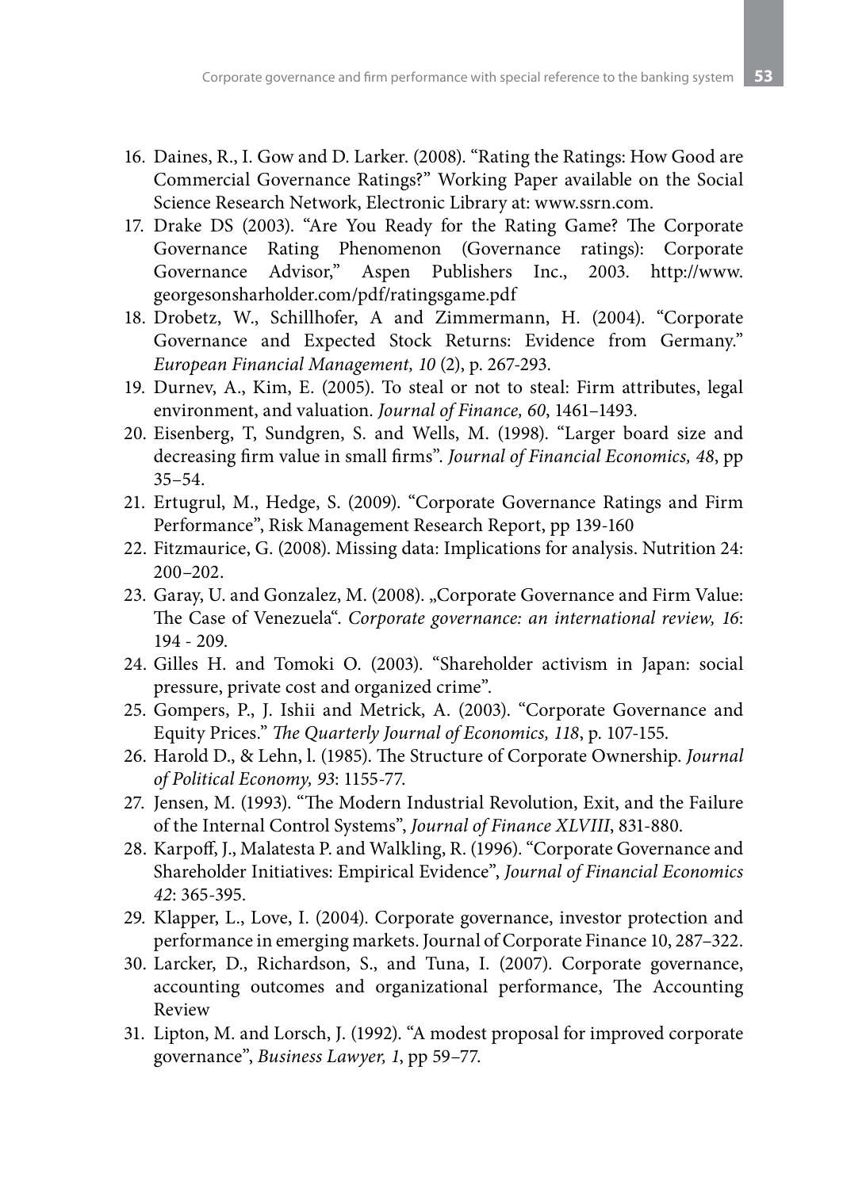16. Daines, R., I. Gow and D. Larker. (2008). "Rating the Ratings: How Good are Commercial Governance Ratings?" Working Paper available on the Social Science Research Network, Electronic Library at: www.ssrn.com.
17. Drake DS (2003). "Are You Ready for the Rating Game? The Corporate Governance Rating Phenomenon (Governance ratings): Corporate Governance Advisor," Aspen Publishers Inc., 2003. http://www.georgesonsharholder.com/pdf/ratingsgame.pdf
18. Drobetz, W., Schillhofer, A and Zimmermann, H. (2004). "Corporate Governance and Expected Stock Returns: Evidence from Germany." *European Financial Management, 10* (2), p. 267-293.
19. Durnev, A., Kim, E. (2005). To steal or not to steal: Firm attributes, legal environment, and valuation. *Journal of Finance, 60*, 1461–1493.
20. Eisenberg, T, Sundgren, S. and Wells, M. (1998). "Larger board size and decreasing firm value in small firms". *Journal of Financial Economics, 48*, pp 35–54.
21. Ertugrul, M., Hedge, S. (2009). "Corporate Governance Ratings and Firm Performance", Risk Management Research Report, pp 139-160
22. Fitzmaurice, G. (2008). Missing data: Implications for analysis. Nutrition 24: 200–202.
23. Garay, U. and Gonzalez, M. (2008). „Corporate Governance and Firm Value: The Case of Venezuela". *Corporate governance: an international review, 16*: 194 - 209.
24. Gilles H. and Tomoki O. (2003). "Shareholder activism in Japan: social pressure, private cost and organized crime".
25. Gompers, P., J. Ishii and Metrick, A. (2003). "Corporate Governance and Equity Prices." *The Quarterly Journal of Economics, 118*, p. 107-155.
26. Harold D., & Lehn, l. (1985). The Structure of Corporate Ownership. *Journal of Political Economy, 93*: 1155-77.
27. Jensen, M. (1993). "The Modern Industrial Revolution, Exit, and the Failure of the Internal Control Systems", *Journal of Finance XLVIII*, 831-880.
28. Karpoff, J., Malatesta P. and Walkling, R. (1996). "Corporate Governance and Shareholder Initiatives: Empirical Evidence", *Journal of Financial Economics 42*: 365-395.
29. Klapper, L., Love, I. (2004). Corporate governance, investor protection and performance in emerging markets. Journal of Corporate Finance 10, 287–322.
30. Larcker, D., Richardson, S., and Tuna, I. (2007). Corporate governance, accounting outcomes and organizational performance, The Accounting Review
31. Lipton, M. and Lorsch, J. (1992). "A modest proposal for improved corporate governance", *Business Lawyer, 1*, pp 59–77.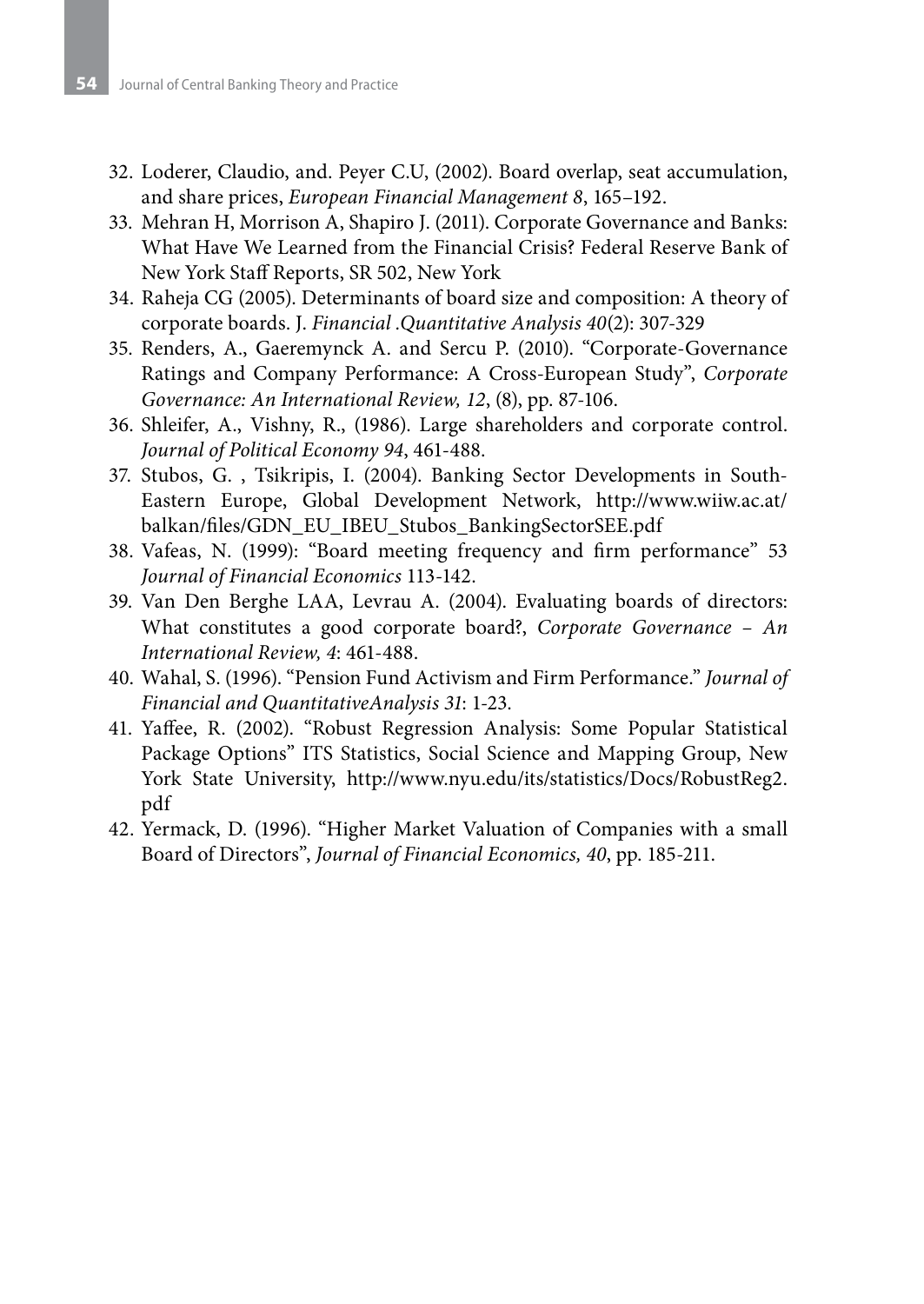32. Loderer, Claudio, and. Peyer C.U, (2002). Board overlap, seat accumulation, and share prices, *European Financial Management 8*, 165–192.
33. Mehran H, Morrison A, Shapiro J. (2011). Corporate Governance and Banks: What Have We Learned from the Financial Crisis? Federal Reserve Bank of New York Staff Reports, SR 502, New York
34. Raheja CG (2005). Determinants of board size and composition: A theory of corporate boards. J. *Financial .Quantitative Analysis 40*(2): 307-329
35. Renders, A., Gaeremynck A. and Sercu P. (2010). "Corporate-Governance Ratings and Company Performance: A Cross-European Study", *Corporate Governance: An International Review, 12*, (8), pp. 87-106.
36. Shleifer, A., Vishny, R., (1986). Large shareholders and corporate control. *Journal of Political Economy 94*, 461-488.
37. Stubos, G. , Tsikripis, I. (2004). Banking Sector Developments in South-Eastern Europe, Global Development Network, http://www.wiiw.ac.at/balkan/files/GDN_EU_IBEU_Stubos_BankingSectorSEE.pdf
38. Vafeas, N. (1999): "Board meeting frequency and firm performance" 53 *Journal of Financial Economics* 113-142.
39. Van Den Berghe LAA, Levrau A. (2004). Evaluating boards of directors: What constitutes a good corporate board?, *Corporate Governance – An International Review, 4*: 461-488.
40. Wahal, S. (1996). "Pension Fund Activism and Firm Performance." *Journal of Financial and QuantitativeAnalysis 31*: 1-23.
41. Yaffee, R. (2002). "Robust Regression Analysis: Some Popular Statistical Package Options" ITS Statistics, Social Science and Mapping Group, New York State University, http://www.nyu.edu/its/statistics/Docs/RobustReg2.pdf
42. Yermack, D. (1996). "Higher Market Valuation of Companies with a small Board of Directors", *Journal of Financial Economics, 40*, pp. 185-211.